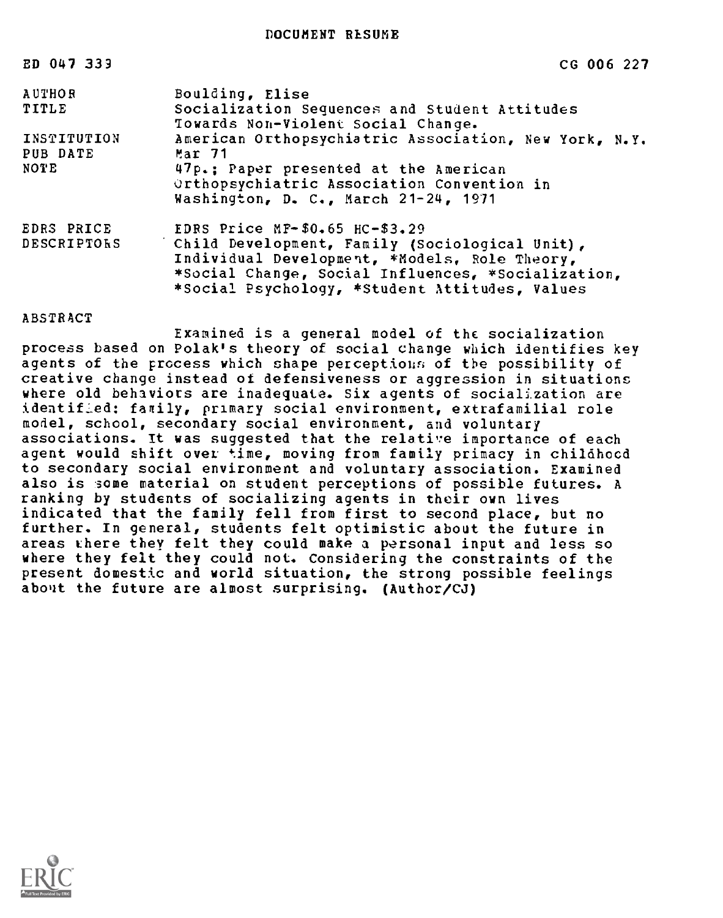DOCUMENT RESUME

| | | |
|---|---|---|
| ED 047 339 | | CG 006 227 |
| AUTHOR | Boulding, Elise | |
| TITLE | Socialization Sequences and Student Attitudes Towards Non-Violent Social Change. | |
| INSTITUTION | American Orthopsychiatric Association, New York, N.Y. | |
| PUB DATE | Mar 71 | |
| NOTE | 47p.; Paper presented at the American Orthopsychiatric Association Convention in Washington, D. C., March 21-24, 1971 | |
| EDRS PRICE | EDRS Price MF-$0.65 HC-$3.29 | |
| DESCRIPTORS | Child Development, Family (Sociological Unit), Individual Development, *Models, Role Theory, *Social Change, Social Influences, *Socialization, *Social Psychology, *Student Attitudes, Values | |

ABSTRACT

Examined is a general model of the socialization process based on Polak's theory of social change which identifies key agents of the process which shape perceptions of the possibility of creative change instead of defensiveness or aggression in situations where old behaviors are inadequate. Six agents of socialization are identified: family, primary social environment, extrafamilial role model, school, secondary social environment, and voluntary associations. It was suggested that the relative importance of each agent would shift over time, moving from family primacy in childhood to secondary social environment and voluntary association. Examined also is some material on student perceptions of possible futures. A ranking by students of socializing agents in their own lives indicated that the family fell from first to second place, but no further. In general, students felt optimistic about the future in areas where they felt they could make a personal input and less so where they felt they could not. Considering the constraints of the present domestic and world situation, the strong possible feelings about the future are almost surprising. (Author/CJ)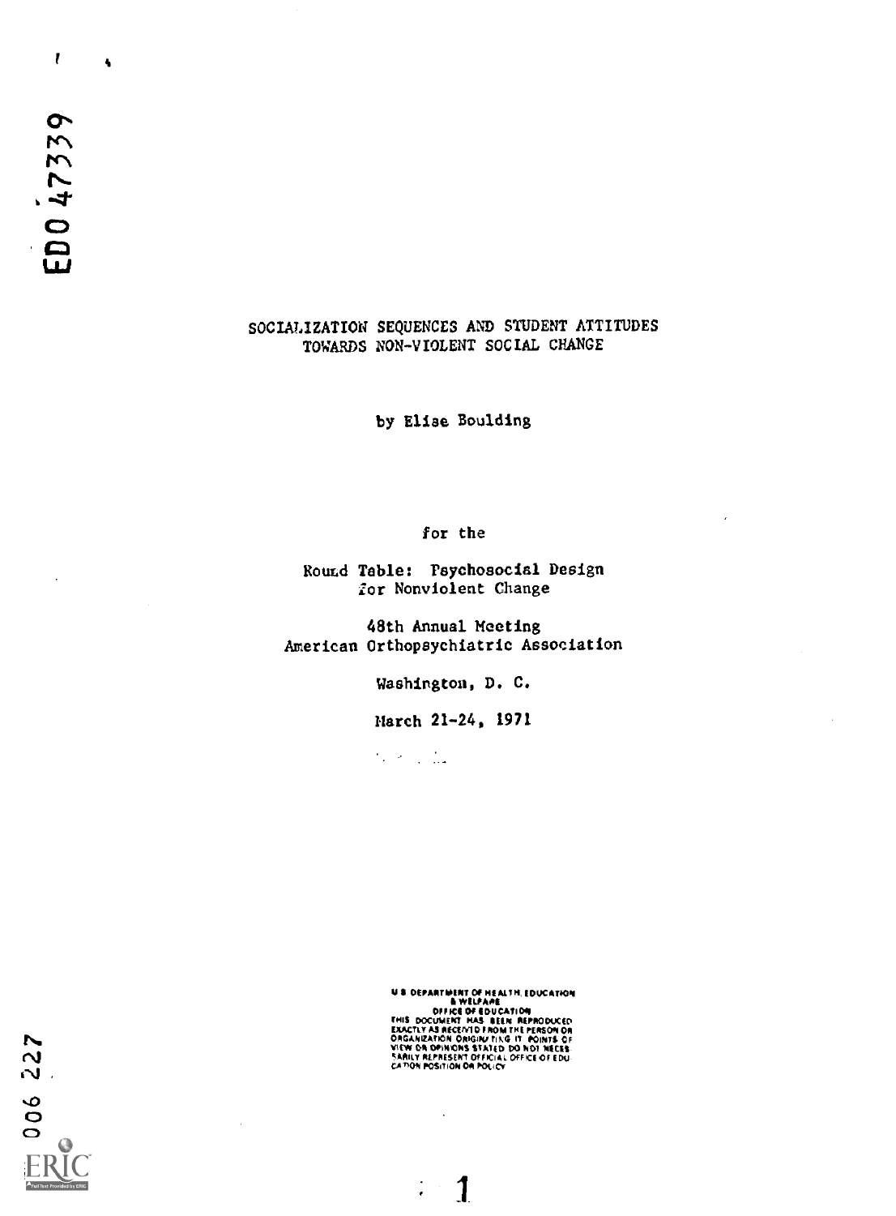SOCIALIZATION SEQUENCES AND STUDENT ATTITUDES TOWARDS NON-VIOLENT SOCIAL CHANGE

by Elise Boulding

for the

Round Table: Psychosocial Design for Nonviolent Change

48th Annual Meeting
American Orthopsychiatric Association

Washington, D. C.

March 21-24, 1971

U.S. DEPARTMENT OF HEALTH, EDUCATION & WELFARE
OFFICE OF EDUCATION
THIS DOCUMENT HAS BEEN REPRODUCED EXACTLY AS RECEIVED FROM THE PERSON OR ORGANIZATION ORIGINATING IT. POINTS OF VIEW OR OPINIONS STATED DO NOT NECESSARILY REPRESENT OFFICIAL OFFICE OF EDUCATION POSITION OR POLICY.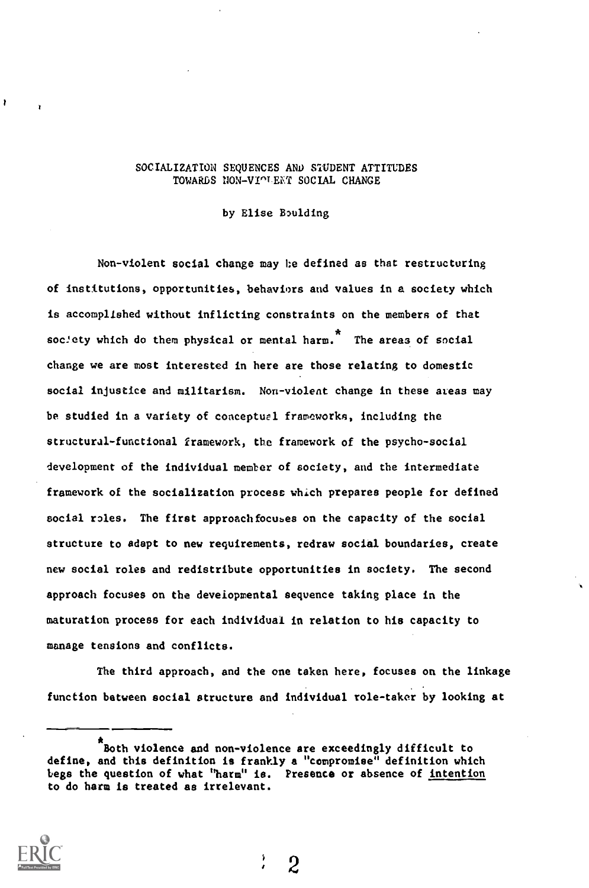# SOCIALIZATION SEQUENCES AND STUDENT ATTITUDES TOWARDS NON-VIOLENT SOCIAL CHANGE

by Elise Boulding

Non-violent social change may be defined as that restructuring of institutions, opportunities, behaviors and values in a society which is accomplished without inflicting constraints on the members of that society which do them physical or mental harm.* The areas of social change we are most interested in here are those relating to domestic social injustice and militarism. Non-violent change in these areas may be studied in a variety of conceptual frameworks, including the structural-functional framework, the framework of the psycho-social development of the individual member of society, and the intermediate framework of the socialization process which prepares people for defined social roles. The first approach focuses on the capacity of the social structure to adapt to new requirements, redraw social boundaries, create new social roles and redistribute opportunities in society. The second approach focuses on the developmental sequence taking place in the maturation process for each individual in relation to his capacity to manage tensions and conflicts.

The third approach, and the one taken here, focuses on the linkage function between social structure and individual role-taker by looking at

---

*Both violence and non-violence are exceedingly difficult to define, and this definition is frankly a "compromise" definition which begs the question of what "harm" is. Presence or absence of <u>intention</u> to do harm is treated as irrelevant.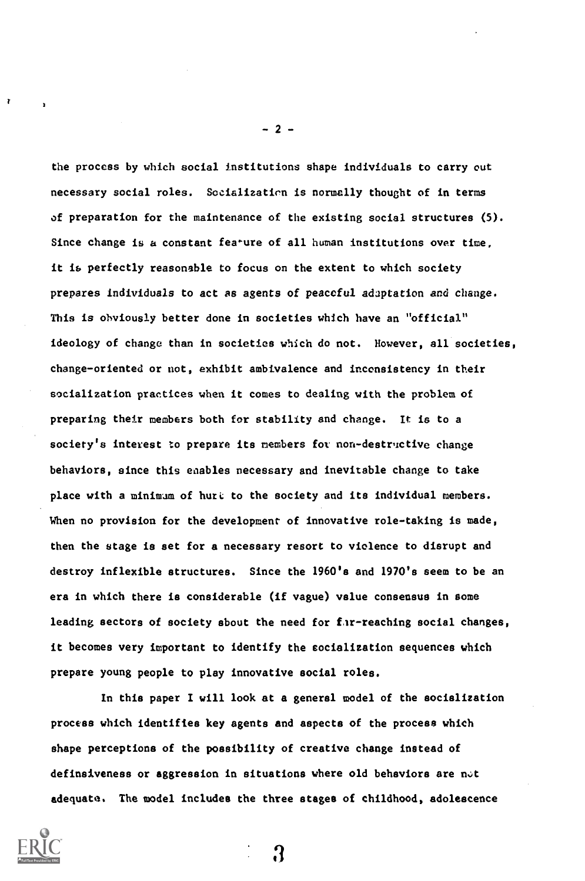the process by which social institutions shape individuals to carry out necessary social roles. Socialization is normally thought of in terms of preparation for the maintenance of the existing social structures (5). Since change is a constant feature of all human institutions over time, it is perfectly reasonable to focus on the extent to which society prepares individuals to act as agents of peaceful adaptation and change. This is obviously better done in societies which have an "official" ideology of change than in societies which do not. However, all societies, change-oriented or not, exhibit ambivalence and inconsistency in their socialization practices when it comes to dealing with the problem of preparing their members both for stability and change. It is to a society's interest to prepare its members for non-destructive change behaviors, since this enables necessary and inevitable change to take place with a minimum of hurt to the society and its individual members. When no provision for the development of innovative role-taking is made, then the stage is set for a necessary resort to violence to disrupt and destroy inflexible structures. Since the 1960's and 1970's seem to be an era in which there is considerable (if vague) value consensus in some leading sectors of society about the need for far-reaching social changes, it becomes very important to identify the socialization sequences which prepare young people to play innovative social roles.

In this paper I will look at a general model of the socialization process which identifies key agents and aspects of the process which shape perceptions of the possibility of creative change instead of definsiveness or aggression in situations where old behaviors are not adequate. The model includes the three stages of childhood, adolescence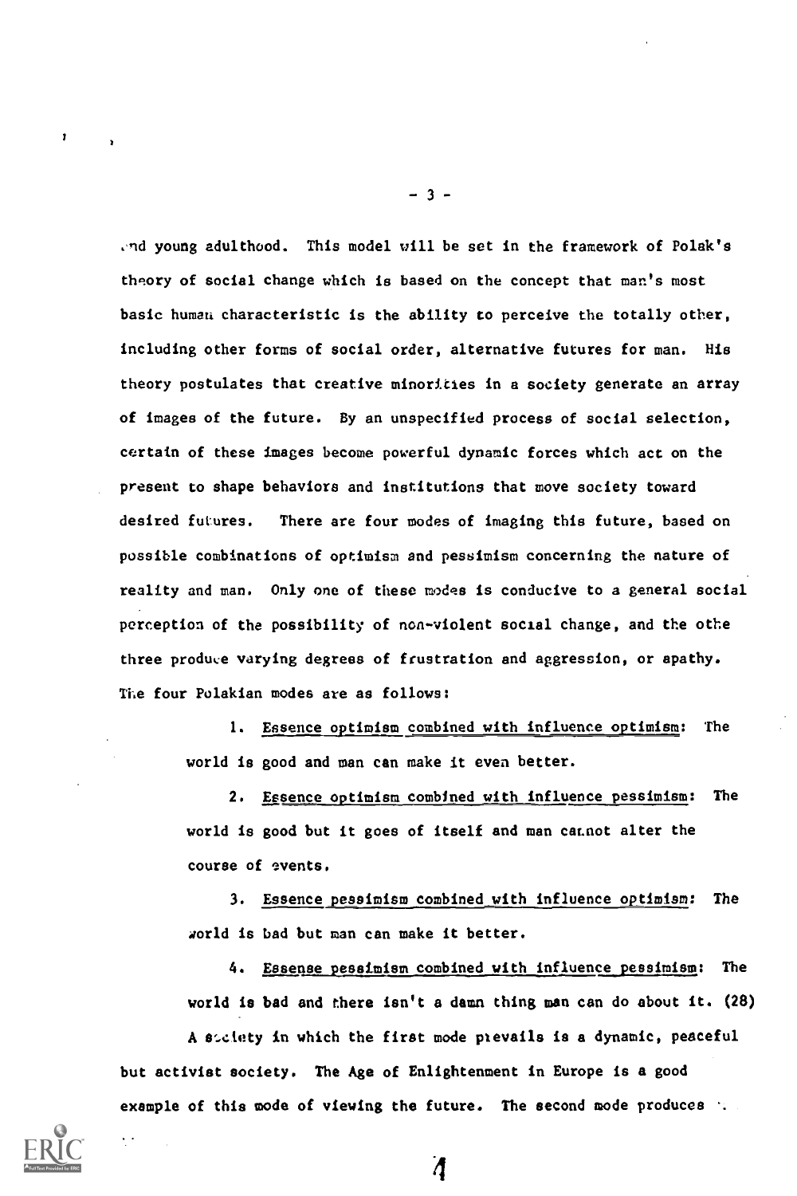and young adulthood. This model will be set in the framework of Polak's theory of social change which is based on the concept that man's most basic human characteristic is the ability to perceive the totally other, including other forms of social order, alternative futures for man. His theory postulates that creative minorities in a society generate an array of images of the future. By an unspecified process of social selection, certain of these images become powerful dynamic forces which act on the present to shape behaviors and institutions that move society toward desired futures. There are four modes of imaging this future, based on possible combinations of optimism and pessimism concerning the nature of reality and man. Only one of these modes is conducive to a general social perception of the possibility of non-violent social change, and the othe three produce varying degrees of frustration and aggression, or apathy. The four Polakian modes are as follows:

1. Essence optimism combined with influence optimism: The world is good and man can make it even better.

2. Essence optimism combined with influence pessimism: The world is good but it goes of itself and man cannot alter the course of events.

3. Essence pessimism combined with influence optimism: The world is bad but man can make it better.

4. Essense pessimism combined with influence pessimism: The world is bad and there isn't a damn thing man can do about it. (28)

A society in which the first mode prevails is a dynamic, peaceful but activist society. The Age of Enlightenment in Europe is a good example of this mode of viewing the future. The second mode produces .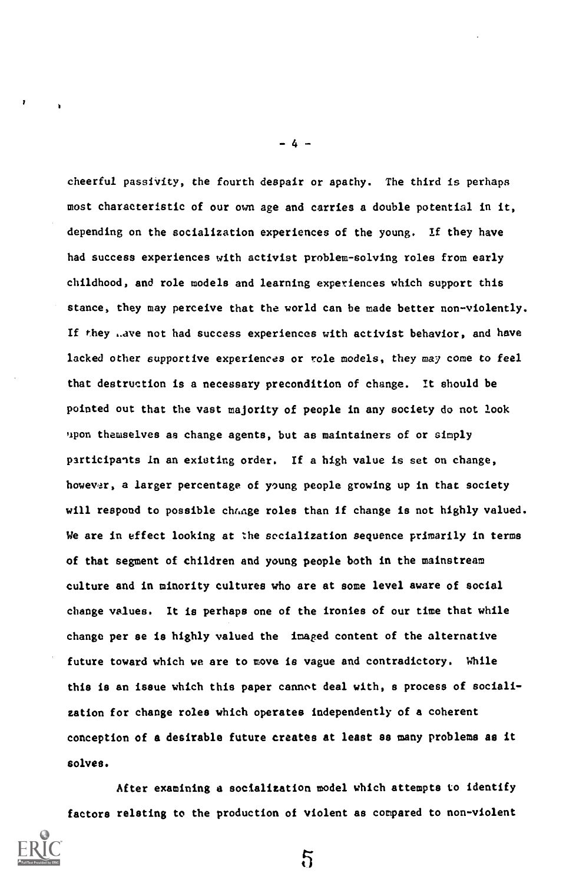cheerful passivity, the fourth despair or apathy. The third is perhaps most characteristic of our own age and carries a double potential in it, depending on the socialization experiences of the young. If they have had success experiences with activist problem-solving roles from early childhood, and role models and learning experiences which support this stance, they may perceive that the world can be made better non-violently. If they have not had success experiences with activist behavior, and have lacked other supportive experiences or role models, they may come to feel that destruction is a necessary precondition of change. It should be pointed out that the vast majority of people in any society do not look upon themselves as change agents, but as maintainers of or simply participants in an existing order. If a high value is set on change, however, a larger percentage of young people growing up in that society will respond to possible change roles than if change is not highly valued. We are in effect looking at the socialization sequence primarily in terms of that segment of children and young people both in the mainstream culture and in minority cultures who are at some level aware of social change values. It is perhaps one of the ironies of our time that while change per se is highly valued the imaged content of the alternative future toward which we are to move is vague and contradictory. While this is an issue which this paper cannot deal with, a process of socialization for change roles which operates independently of a coherent conception of a desirable future creates at least as many problems as it solves.

After examining a socialization model which attempts to identify factors relating to the production of violent as compared to non-violent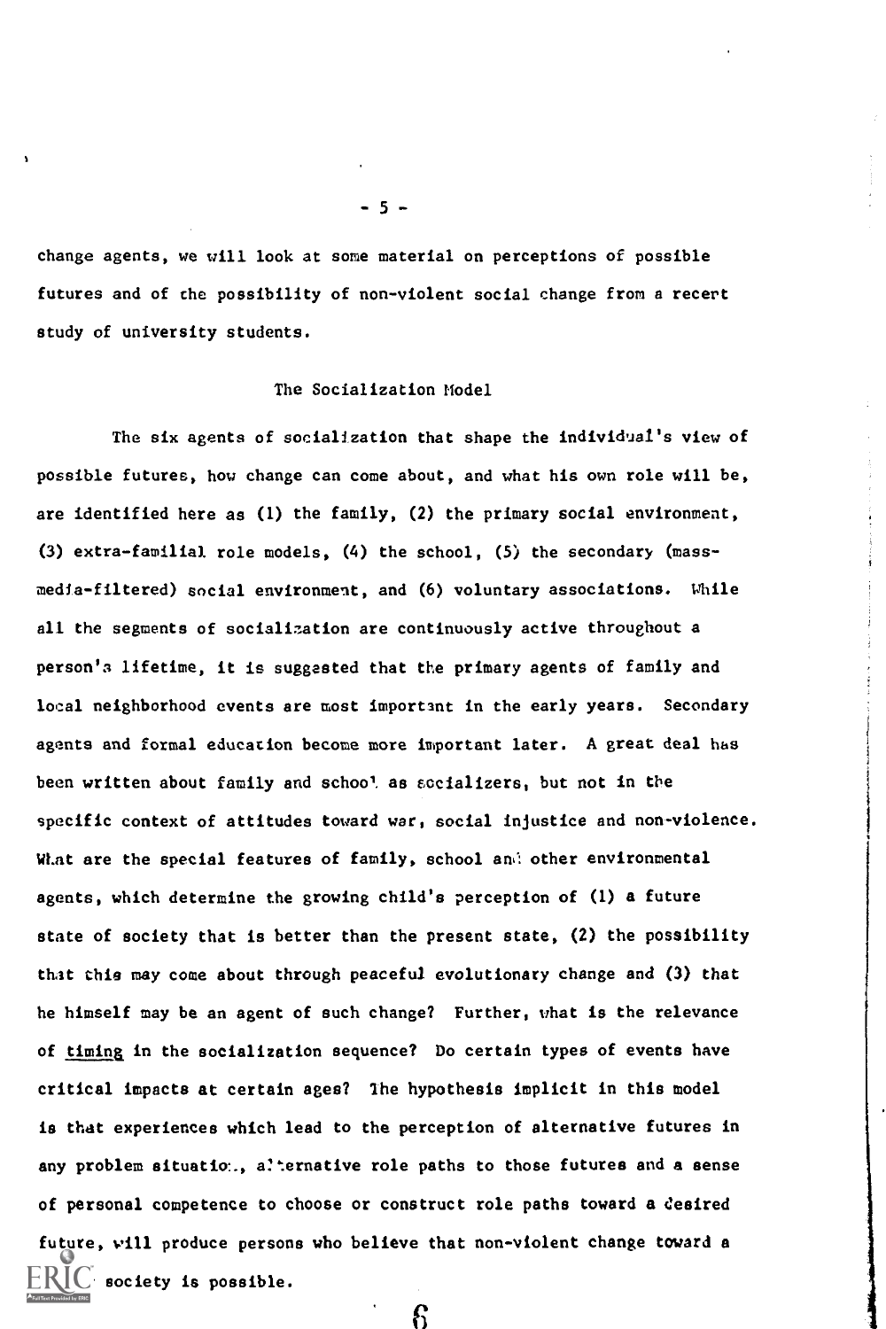change agents, we will look at some material on perceptions of possible futures and of the possibility of non-violent social change from a recent study of university students.

## The Socialization Model

The six agents of socialization that shape the individual's view of possible futures, how change can come about, and what his own role will be, are identified here as (1) the family, (2) the primary social environment, (3) extra-familial role models, (4) the school, (5) the secondary (mass-media-filtered) social environment, and (6) voluntary associations. While all the segments of socialization are continuously active throughout a person's lifetime, it is suggested that the primary agents of family and local neighborhood events are most important in the early years. Secondary agents and formal education become more important later. A great deal has been written about family and school as socializers, but not in the specific context of attitudes toward war, social injustice and non-violence. What are the special features of family, school and other environmental agents, which determine the growing child's perception of (1) a future state of society that is better than the present state, (2) the possibility that this may come about through peaceful evolutionary change and (3) that he himself may be an agent of such change? Further, what is the relevance of timing in the socialization sequence? Do certain types of events have critical impacts at certain ages? The hypothesis implicit in this model is that experiences which lead to the perception of alternative futures in any problem situation, alternative role paths to those futures and a sense of personal competence to choose or construct role paths toward a desired future, will produce persons who believe that non-violent change toward a society is possible.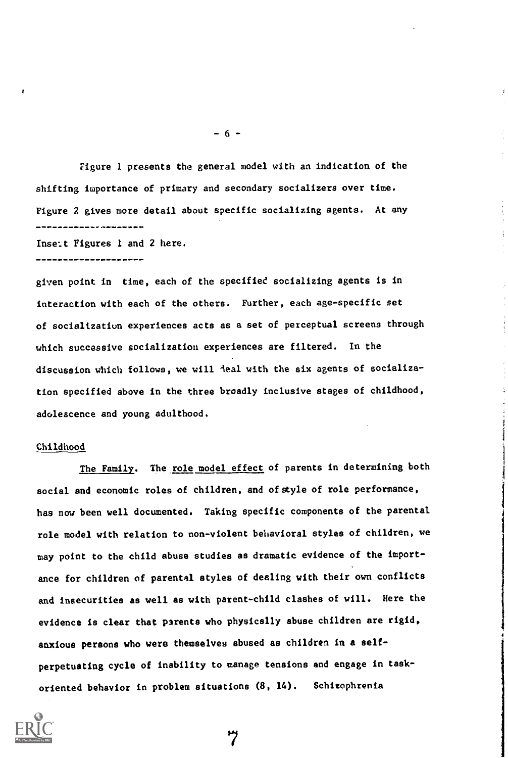Figure 1 presents the general model with an indication of the shifting importance of primary and secondary socializers over time. Figure 2 gives more detail about specific socializing agents. At any

---

Insert Figures 1 and 2 here.

---

given point in time, each of the specified socializing agents is in interaction with each of the others. Further, each age-specific set of socialization experiences acts as a set of perceptual screens through which successive socialization experiences are filtered. In the discussion which follows, we will deal with the six agents of socialization specified above in the three broadly inclusive stages of childhood, adolescence and young adulthood.

## Childhood

The Family. The role model effect of parents in determining both social and economic roles of children, and of style of role performance, has now been well documented. Taking specific components of the parental role model with relation to non-violent behavioral styles of children, we may point to the child abuse studies as dramatic evidence of the importance for children of parental styles of dealing with their own conflicts and insecurities as well as with parent-child clashes of will. Here the evidence is clear that parents who physically abuse children are rigid, anxious persons who were themselves abused as children in a self-perpetuating cycle of inability to manage tensions and engage in task-oriented behavior in problem situations (8, 14). Schizophrenia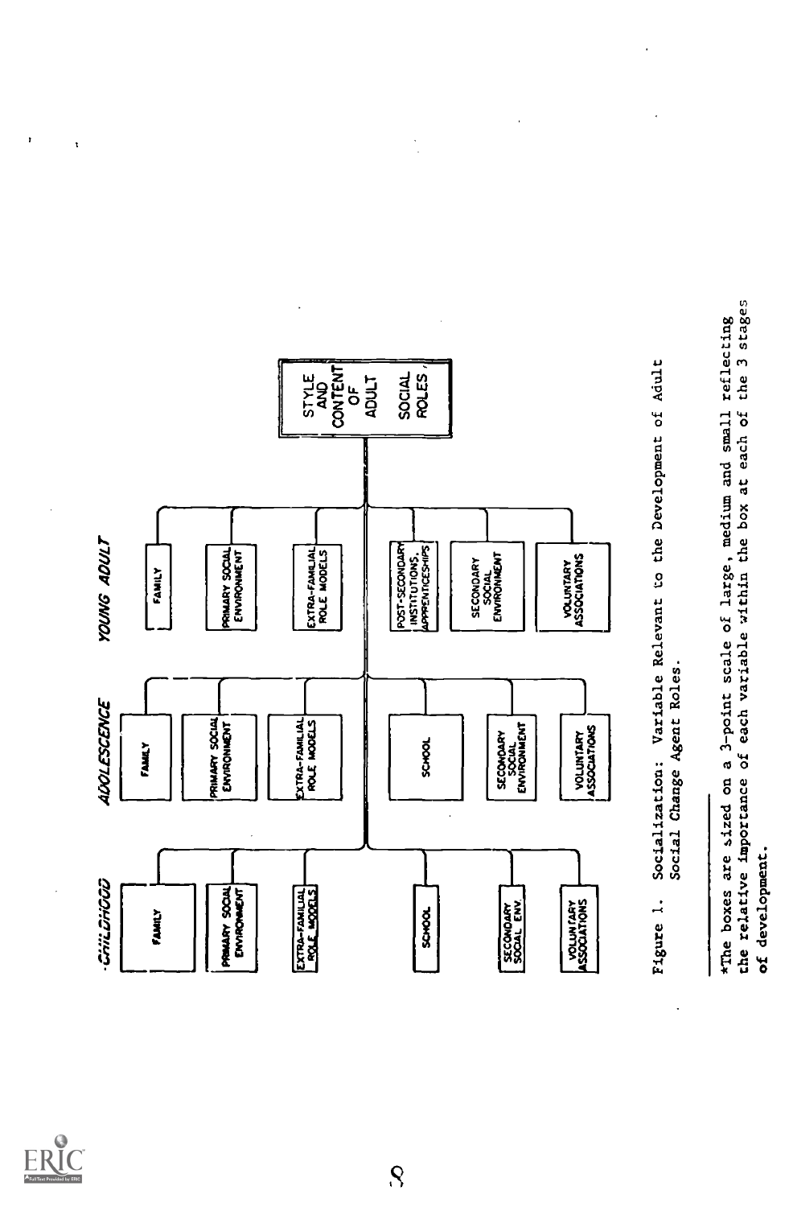CHILDHOOD

FAMILY

PRIMARY SOCIAL ENVIRONMENT

EXTRA-FAMILIAL ROLE MODELS

SCHOOL

SECONDARY SOCIAL ENV.

VOLUNTARY ASSOCIATIONS

ADOLESCENCE

FAMILY

PRIMARY SOCIAL ENVIRONMENT

EXTRA-FAMILIAL ROLE MODELS

SCHOOL

SECONDARY SOCIAL ENVIRONMENT

VOLUNTARY ASSOCIATIONS

YOUNG ADULT

FAMILY

PRIMARY SOCIAL ENVIRONMENT

EXTRA-FAMILIAL ROLE MODELS

POST-SECONDARY INSTITUTIONS, APPRENTICESHIPS

SECONDARY SOCIAL ENVIRONMENT

VOLUNTARY ASSOCIATIONS

STYLE AND CONTENT OF ADULT SOCIAL ROLES

Figure 1. Socialization: Variable Relevant to the Development of Adult Social Change Agent Roles.

---

*The boxes are sized on a 3-point scale of large, medium and small reflecting the relative importance of each variable within the box at each of the 3 stages of development.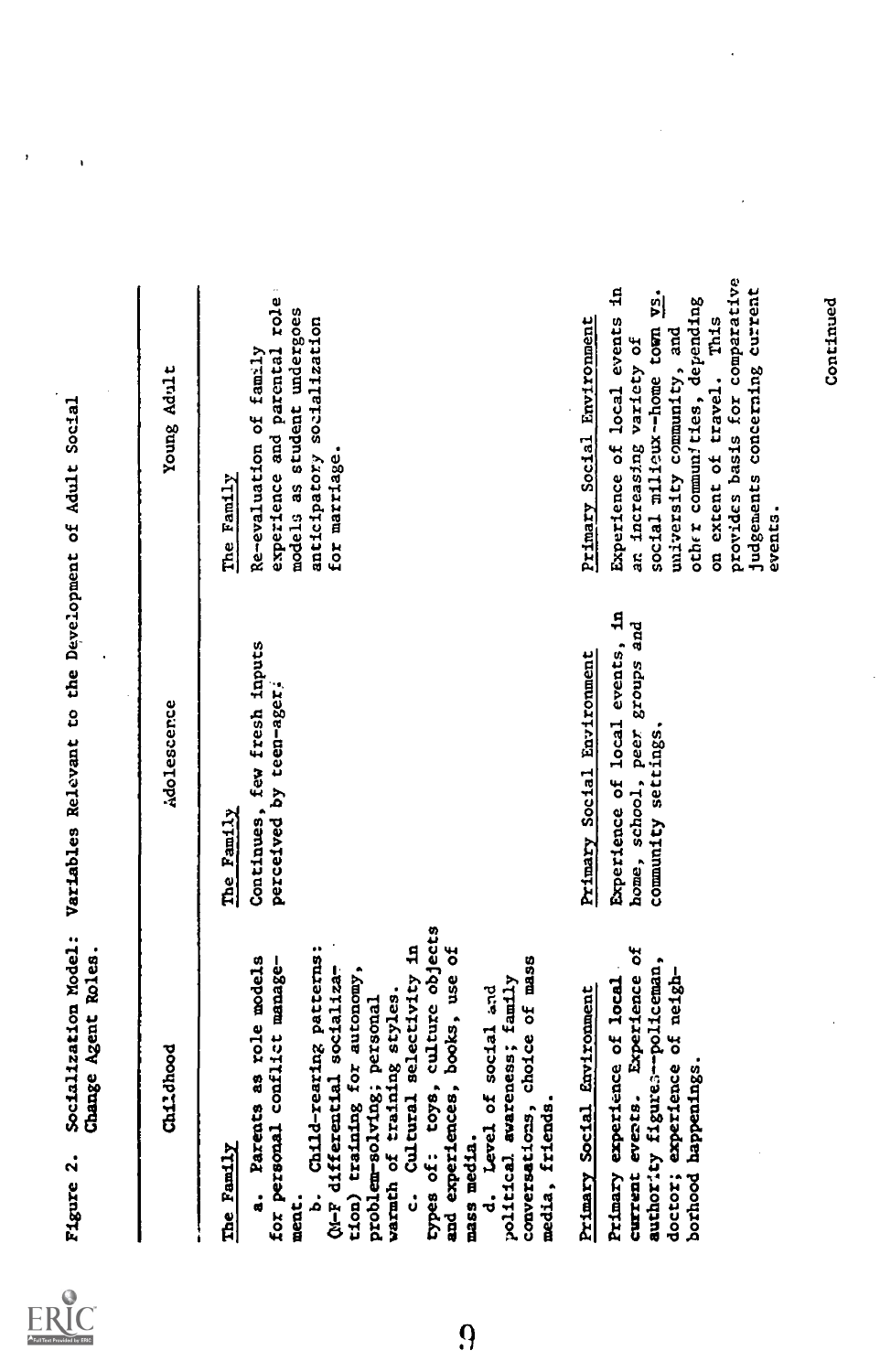Figure 2. Socialization Model: Variables Relevant to the Development of Adult Social Change Agent Roles.

| Childhood | Adolescence | Young Adult |
|---|---|---|
| The Family<br><br>a. Parents as role models for personal conflict management.<br>b. Child-rearing patterns: (M-F differential socialization) training for autonomy, problem-solving; personal warmth of training styles.<br>c. Cultural selectivity in types of: toys, culture objects and experiences, books, use of mass media.<br>d. Level of social and political awareness; family conversations, choice of mass media, friends. | The Family<br><br>Continues, few fresh inputs perceived by teen-ager. | The Family<br><br>Re-evaluation of family experience and parental role models as student undergoes anticipatory socialization for marriage. |
| Primary Social Environment<br><br>Primary experience of local current events. Experience of authority figures--policeman, doctor; experience of neighborhood happenings. | Primary Social Environment<br><br>Experience of local events, in home, school, peer groups and community settings. | Primary Social Environment<br><br>Experience of local events in an increasing variety of social milieux--home town vs. university community, and other communities, depending on extent of travel. This provides basis for comparative judgements concerning current events. |

Continued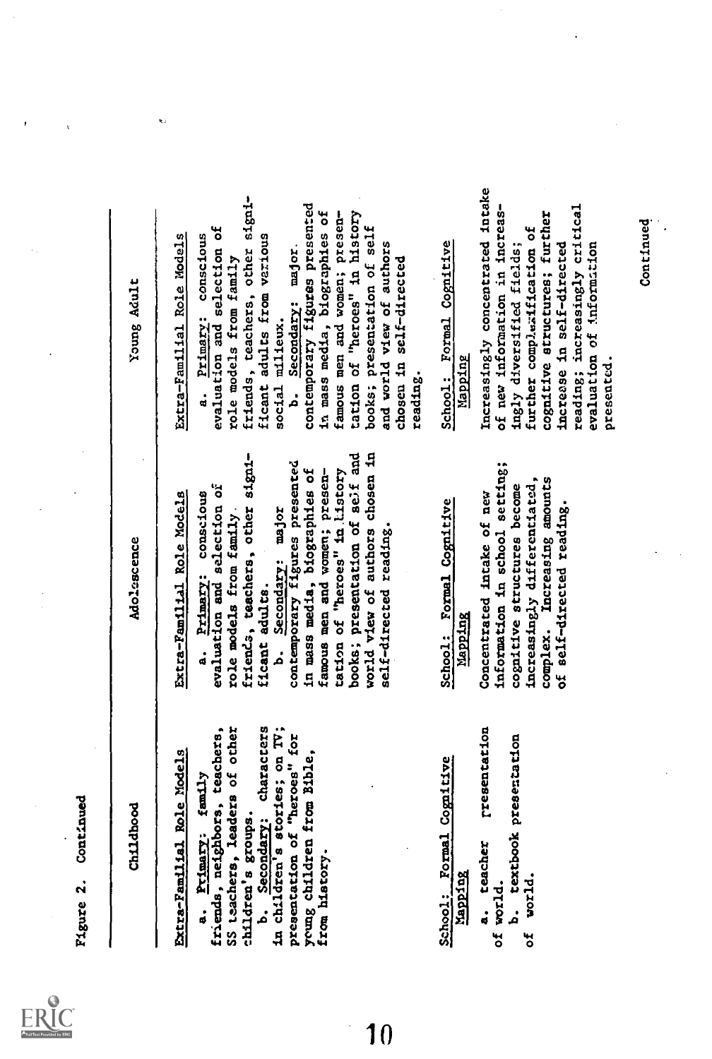Figure 2. Continued

| Childhood | Adolescence | Young Adult |
|---|---|---|
| Extra-Familial Role Models<br><br>a. Primary: family friends, neighbors, teachers, SS teachers, leaders of other children's groups.<br>b. Secondary: characters in children's stories; on TV; presentation of "heroes" for young children from Bible, from history. | Extra-Familial Role Models<br><br>a. Primary: conscious evaluation and selection of role models from family friends, teachers, other significant adults.<br>b. Secondary: major contemporary figures presented in mass media, biographies of famous men and women; presentation of "heroes" in history books; presentation of self and world view of authors chosen in self-directed reading. | Extra-Familial Role Models<br><br>a. Primary: conscious evaluation and selection of role models from family friends, teachers, other significant adults from various social milieux.<br>b. Secondary: major contemporary figures presented in mass media, biographies of famous men and women; presentation of "heroes" in history books; presentation of self and world view of authors chosen in self-directed reading. |
| School: Formal Cognitive Mapping<br><br>a. teacher presentation of world.<br>b. textbook presentation of world. | School: Formal Cognitive Mapping<br><br>Concentrated intake of new information in school setting; cognitive structures become increasingly differentiated, complex. Increasing amounts of self-directed reading. | School: Formal Cognitive Mapping<br><br>Increasingly concentrated intake of new information in increasingly diversified fields; further complexification of cognitive structures; further increase in self-directed reading; increasingly critical evaluation of information presented. |

Continued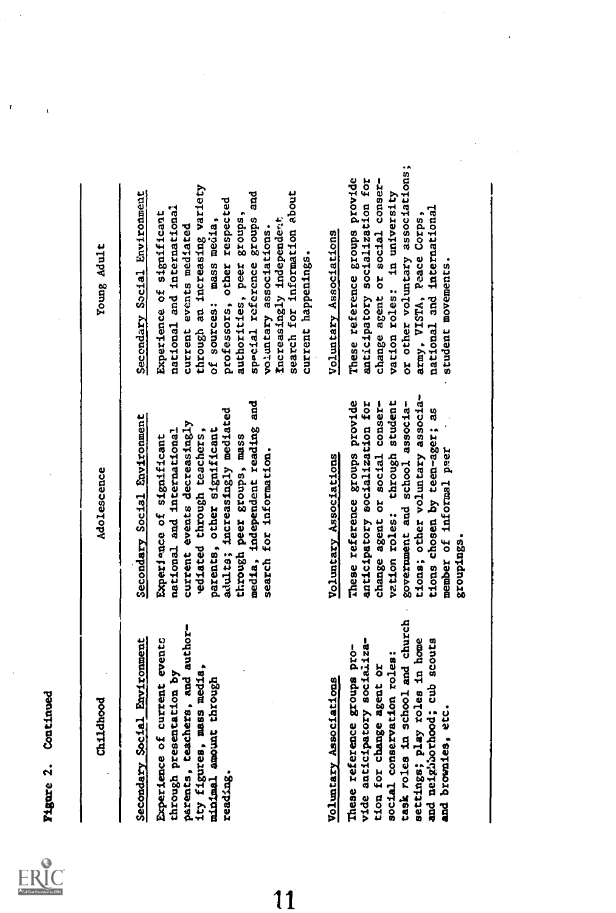Figure 2. Continued

| Childhood | Adolescence | Young Adult |
|---|---|---|
| Secondary Social Environment<br><br>Experience of current events through presentation by parents, teachers, and authority figures, mass media, minimal amount through reading. | Secondary Social Environment<br><br>Experience of significant national and international current events decreasingly mediated through teachers, parents, other significant adults; increasingly mediated through peer groups, mass media, independent reading and search for information. | Secondary Social Environment<br><br>Experience of significant national and international current events mediated through an increasing variety of sources: mass media, professors, other respected authorities, peer groups, special reference groups and voluntary associations. Increasingly independent search for information about current happenings. |
| Voluntary Associations<br><br>These reference groups provide anticipatory socialization for change agent or social conservation roles: task roles in school and church settings; play roles in home and neighborhood; cub scouts and brownies, etc. | Voluntary Associations<br><br>These reference groups provide anticipatory socialization for change agent or social conservation roles: through student government and school associations; other voluntary associations chosen by teen-ager; as member of informal peer groupings. | Voluntary Associations<br><br>These reference groups provide anticipatory socialization for change agent or social conservation roles: in university or other voluntary associations; army, VISTA, Peace Corps, national and international student movements. |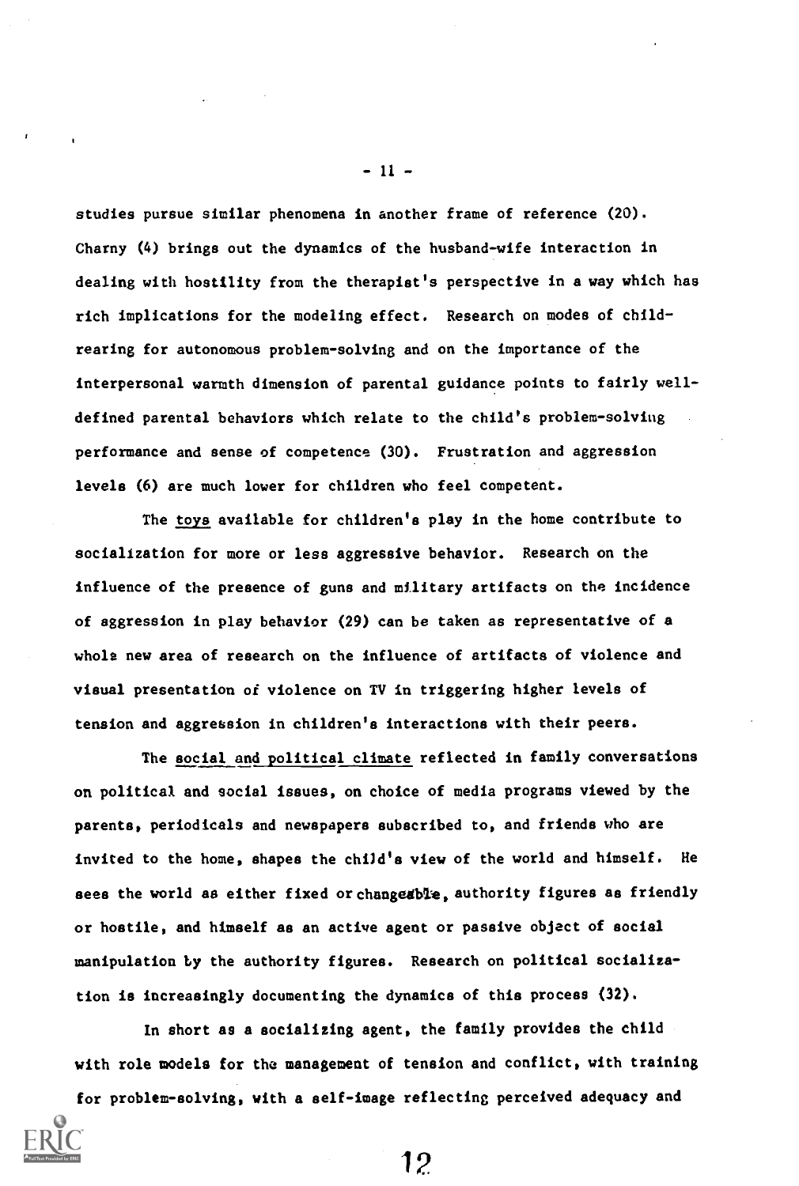studies pursue similar phenomena in another frame of reference (20). Charny (4) brings out the dynamics of the husband-wife interaction in dealing with hostility from the therapist's perspective in a way which has rich implications for the modeling effect. Research on modes of child-rearing for autonomous problem-solving and on the importance of the interpersonal warmth dimension of parental guidance points to fairly well-defined parental behaviors which relate to the child's problem-solving performance and sense of competence (30). Frustration and aggression levels (6) are much lower for children who feel competent.

The toys available for children's play in the home contribute to socialization for more or less aggressive behavior. Research on the influence of the presence of guns and military artifacts on the incidence of aggression in play behavior (29) can be taken as representative of a whole new area of research on the influence of artifacts of violence and visual presentation of violence on TV in triggering higher levels of tension and aggression in children's interactions with their peers.

The social and political climate reflected in family conversations on political and social issues, on choice of media programs viewed by the parents, periodicals and newspapers subscribed to, and friends who are invited to the home, shapes the child's view of the world and himself. He sees the world as either fixed or changeable, authority figures as friendly or hostile, and himself as an active agent or passive object of social manipulation by the authority figures. Research on political socialization is increasingly documenting the dynamics of this process (32).

In short as a socializing agent, the family provides the child with role models for the management of tension and conflict, with training for problem-solving, with a self-image reflecting perceived adequacy and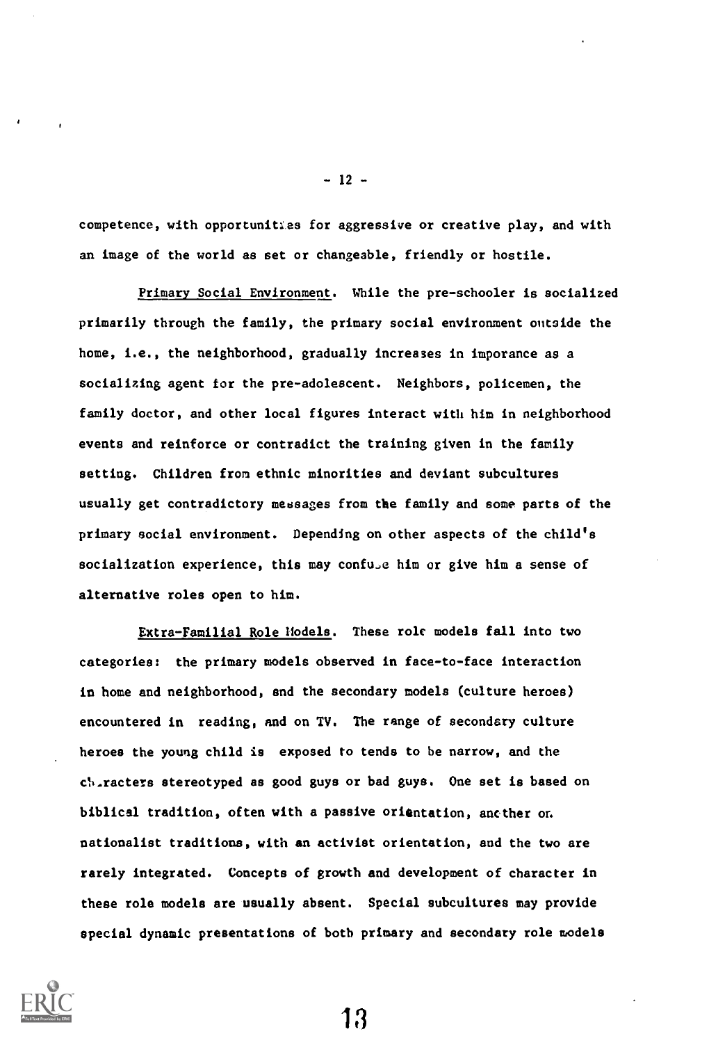competence, with opportunities for aggressive or creative play, and with an image of the world as set or changeable, friendly or hostile.

Primary Social Environment. While the pre-schooler is socialized primarily through the family, the primary social environment outside the home, i.e., the neighborhood, gradually increases in imporance as a socializing agent for the pre-adolescent. Neighbors, policemen, the family doctor, and other local figures interact with him in neighborhood events and reinforce or contradict the training given in the family setting. Children from ethnic minorities and deviant subcultures usually get contradictory messages from the family and some parts of the primary social environment. Depending on other aspects of the child's socialization experience, this may confuse him or give him a sense of alternative roles open to him.

Extra-Familial Role Models. These role models fall into two categories: the primary models observed in face-to-face interaction in home and neighborhood, and the secondary models (culture heroes) encountered in reading, and on TV. The range of secondary culture heroes the young child is exposed to tends to be narrow, and the characters stereotyped as good guys or bad guys. One set is based on biblical tradition, often with a passive orientation, another on nationalist traditions, with an activist orientation, and the two are rarely integrated. Concepts of growth and development of character in these role models are usually absent. Special subcultures may provide special dynamic presentations of both primary and secondary role models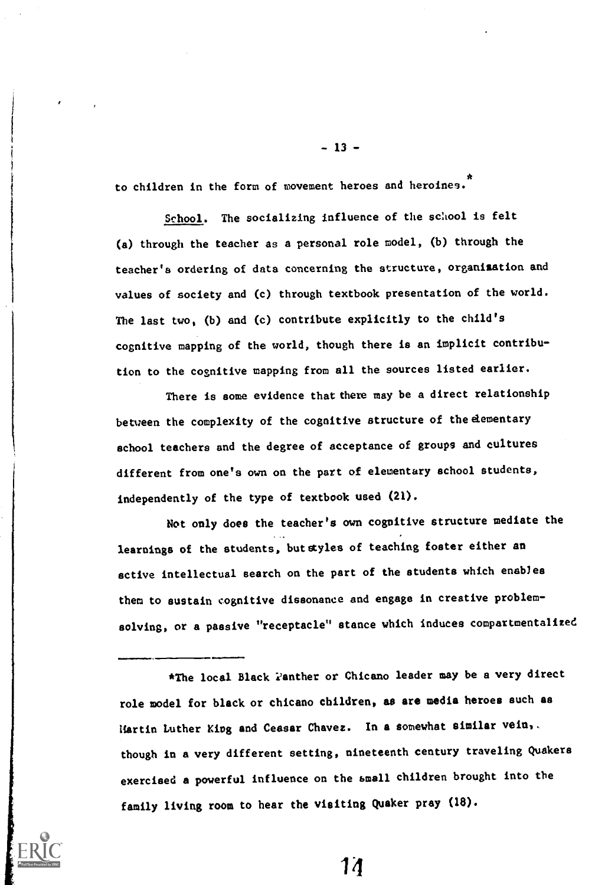to children in the form of movement heroes and heroines.*

<u>School</u>. The socializing influence of the school is felt (a) through the teacher as a personal role model, (b) through the teacher's ordering of data concerning the structure, organization and values of society and (c) through textbook presentation of the world. The last two, (b) and (c) contribute explicitly to the child's cognitive mapping of the world, though there is an implicit contribution to the cognitive mapping from all the sources listed earlier.

There is some evidence that there may be a direct relationship between the complexity of the cognitive structure of the elementary school teachers and the degree of acceptance of groups and cultures different from one's own on the part of elementary school students, independently of the type of textbook used (21).

Not only does the teacher's own cognitive structure mediate the learnings of the students, but styles of teaching foster either an active intellectual search on the part of the students which enables them to sustain cognitive dissonance and engage in creative problem-solving, or a passive "receptacle" stance which induces compartmentalized

---

*The local Black Panther or Chicano leader may be a very direct role model for black or chicano children, as are media heroes such as Martin Luther King and Ceasar Chavez. In a somewhat similar vein, though in a very different setting, nineteenth century traveling Quakers exercised a powerful influence on the small children brought into the family living room to hear the visiting Quaker pray (18).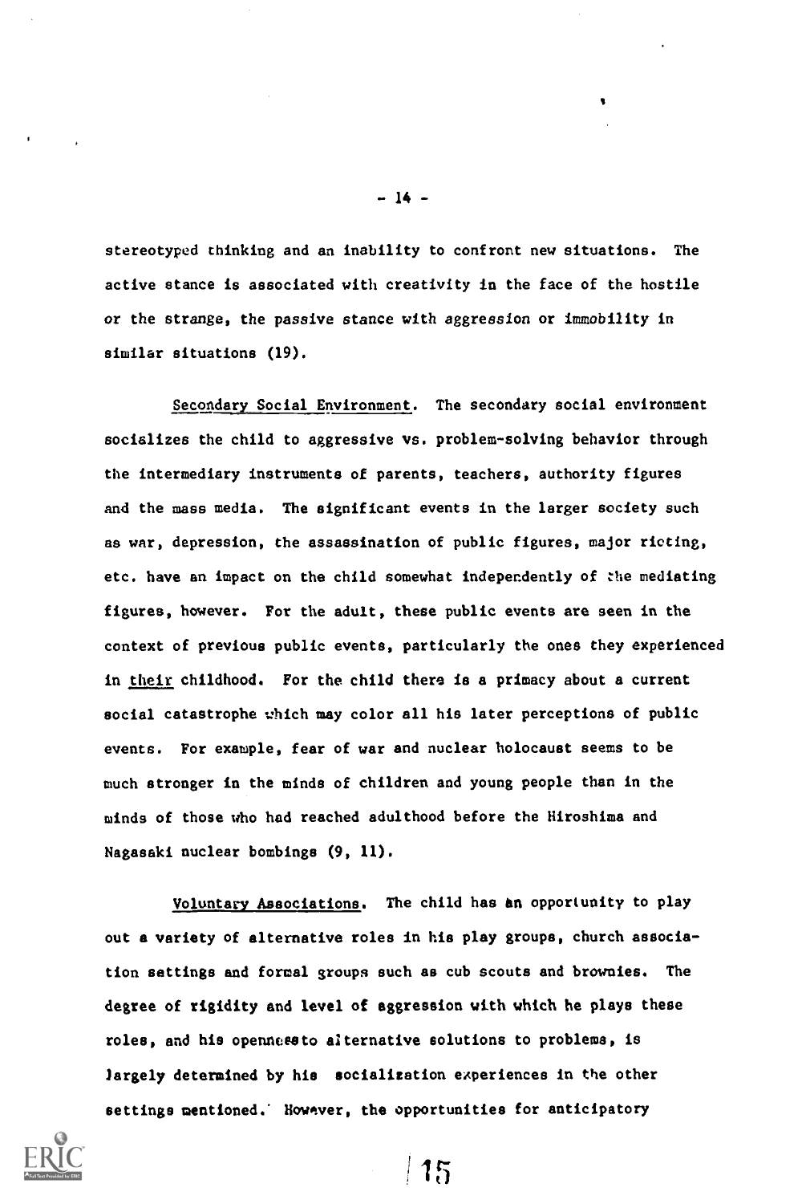stereotyped thinking and an inability to confront new situations. The active stance is associated with creativity in the face of the hostile or the strange, the passive stance with aggression or immobility in similar situations (19).

Secondary Social Environment. The secondary social environment socializes the child to aggressive vs. problem-solving behavior through the intermediary instruments of parents, teachers, authority figures and the mass media. The significant events in the larger society such as war, depression, the assassination of public figures, major rioting, etc. have an impact on the child somewhat independently of the mediating figures, however. For the adult, these public events are seen in the context of previous public events, particularly the ones they experienced in their childhood. For the child there is a primacy about a current social catastrophe which may color all his later perceptions of public events. For example, fear of war and nuclear holocaust seems to be much stronger in the minds of children and young people than in the minds of those who had reached adulthood before the Hiroshima and Nagasaki nuclear bombings (9, 11).

Voluntary Associations. The child has an opportunity to play out a variety of alternative roles in his play groups, church association settings and formal groups such as cub scouts and brownies. The degree of rigidity and level of aggression with which he plays these roles, and his openness to alternative solutions to problems, is largely determined by his socialization experiences in the other settings mentioned. However, the opportunities for anticipatory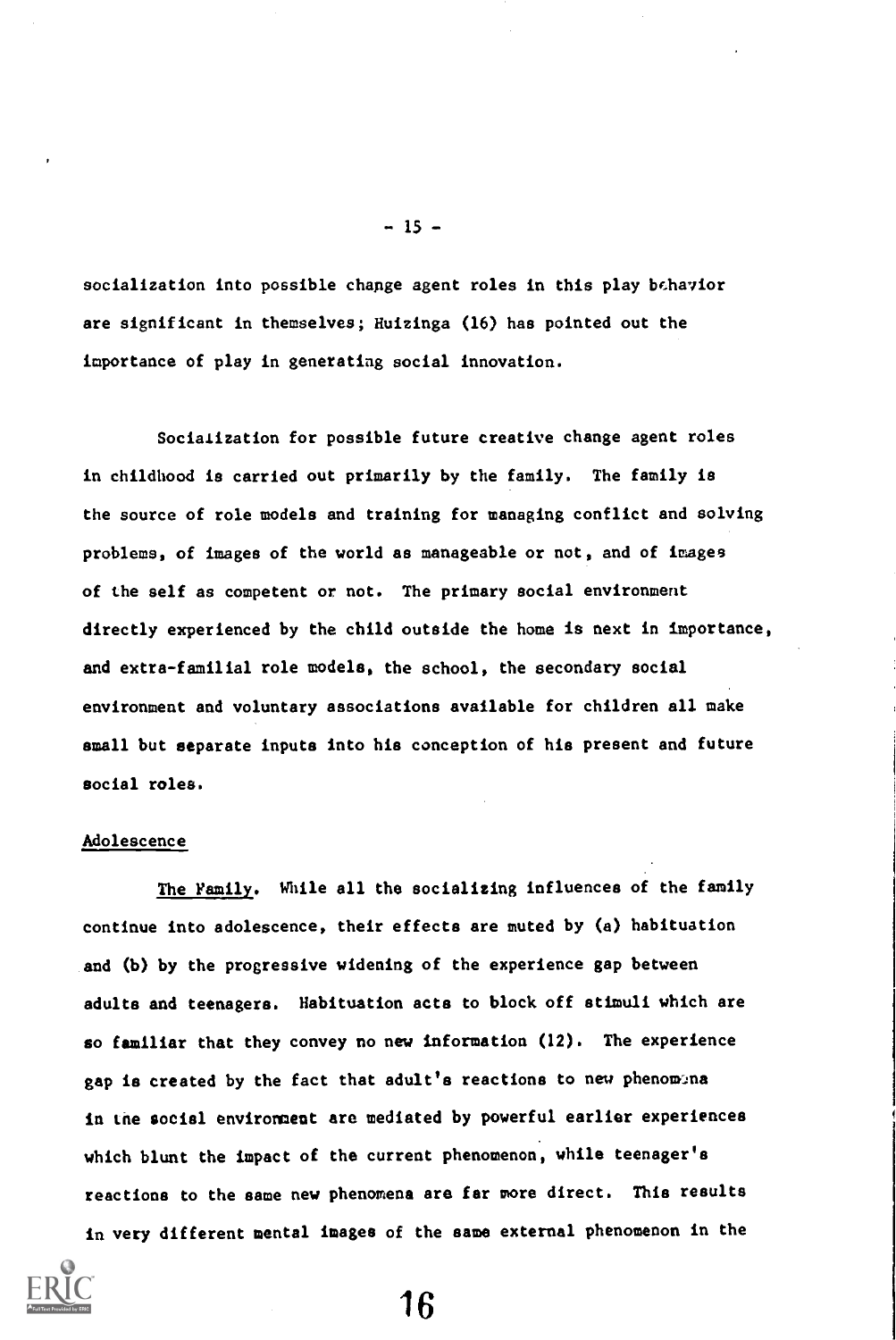socialization into possible change agent roles in this play behavior are significant in themselves; Huizinga (16) has pointed out the importance of play in generating social innovation.

Socialization for possible future creative change agent roles in childhood is carried out primarily by the family. The family is the source of role models and training for managing conflict and solving problems, of images of the world as manageable or not, and of images of the self as competent or not. The primary social environment directly experienced by the child outside the home is next in importance, and extra-familial role models, the school, the secondary social environment and voluntary associations available for children all make small but separate inputs into his conception of his present and future social roles.

### Adolescence

The Family. While all the socializing influences of the family continue into adolescence, their effects are muted by (a) habituation and (b) by the progressive widening of the experience gap between adults and teenagers. Habituation acts to block off stimuli which are so familiar that they convey no new information (12). The experience gap is created by the fact that adult's reactions to new phenomena in the social environment are mediated by powerful earlier experiences which blunt the impact of the current phenomenon, while teenager's reactions to the same new phenomena are far more direct. This results in very different mental images of the same external phenomenon in the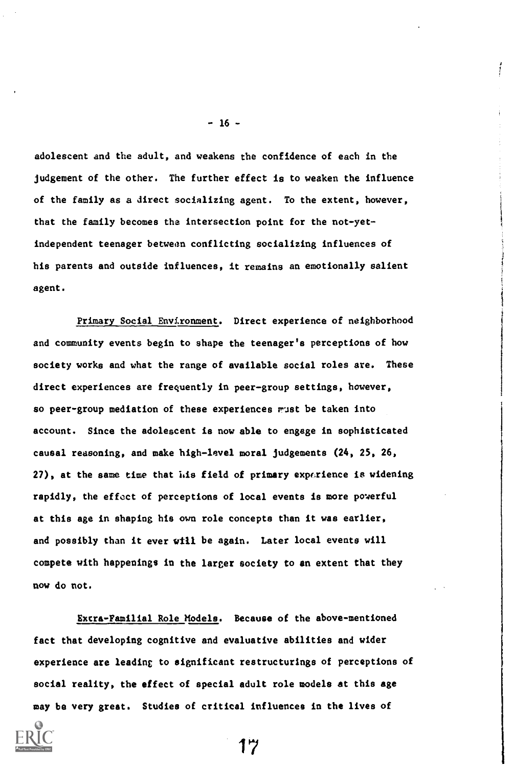adolescent and the adult, and weakens the confidence of each in the judgement of the other. The further effect is to weaken the influence of the family as a direct socializing agent. To the extent, however, that the family becomes the intersection point for the not-yet-independent teenager between conflicting socializing influences of his parents and outside influences, it remains an emotionally salient agent.

Primary Social Environment. Direct experience of neighborhood and community events begin to shape the teenager's perceptions of how society works and what the range of available social roles are. These direct experiences are frequently in peer-group settings, however, so peer-group mediation of these experiences must be taken into account. Since the adolescent is now able to engage in sophisticated causal reasoning, and make high-level moral judgements (24, 25, 26, 27), at the same time that his field of primary experience is widening rapidly, the effect of perceptions of local events is more powerful at this age in shaping his own role concepts than it was earlier, and possibly than it ever will be again. Later local events will compete with happenings in the larger society to an extent that they now do not.

Extra-Familial Role Models. Because of the above-mentioned fact that developing cognitive and evaluative abilities and wider experience are leading to significant restructurings of perceptions of social reality, the effect of special adult role models at this age may be very great. Studies of critical influences in the lives of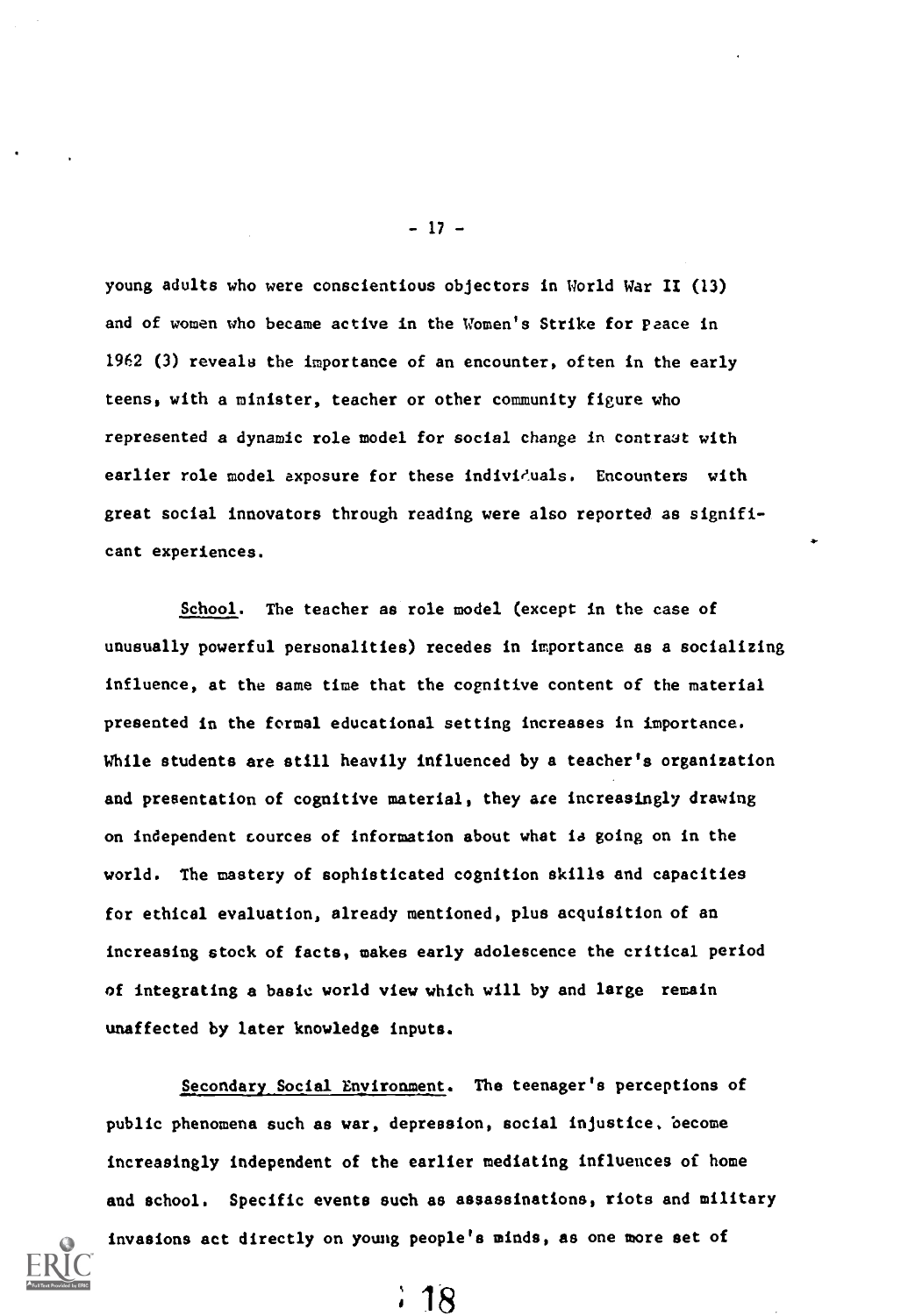young adults who were conscientious objectors in World War II (13) and of women who became active in the Women's Strike for Peace in 1962 (3) reveals the importance of an encounter, often in the early teens, with a minister, teacher or other community figure who represented a dynamic role model for social change in contrast with earlier role model exposure for these individuals. Encounters with great social innovators through reading were also reported as significant experiences.

School. The teacher as role model (except in the case of unusually powerful personalities) recedes in importance as a socializing influence, at the same time that the cognitive content of the material presented in the formal educational setting increases in importance. While students are still heavily influenced by a teacher's organization and presentation of cognitive material, they are increasingly drawing on independent sources of information about what is going on in the world. The mastery of sophisticated cognition skills and capacities for ethical evaluation, already mentioned, plus acquisition of an increasing stock of facts, makes early adolescence the critical period of integrating a basic world view which will by and large remain unaffected by later knowledge inputs.

Secondary Social Environment. The teenager's perceptions of public phenomena such as war, depression, social injustice, become increasingly independent of the earlier mediating influences of home and school. Specific events such as assassinations, riots and military invasions act directly on young people's minds, as one more set of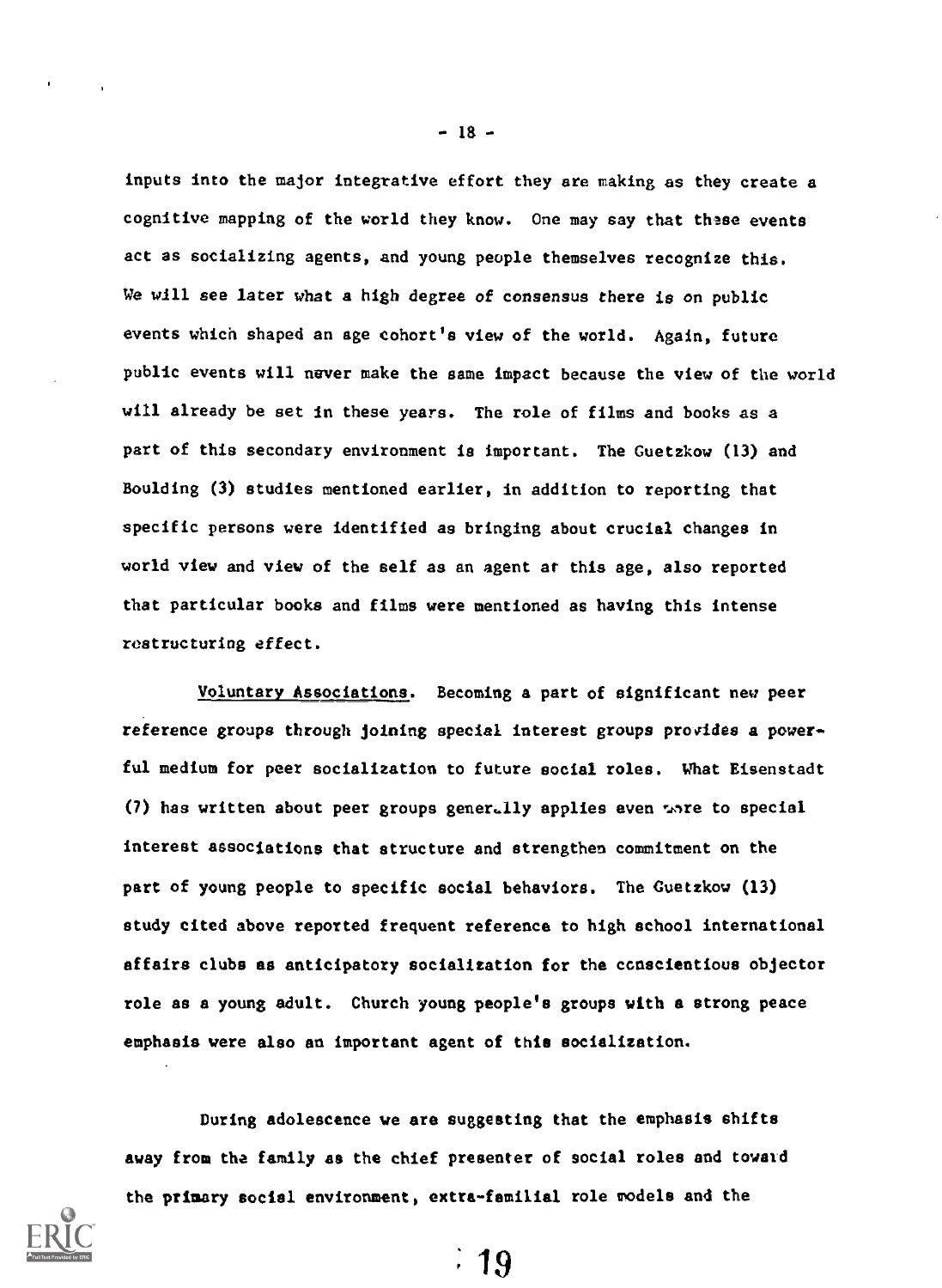inputs into the major integrative effort they are making as they create a cognitive mapping of the world they know. One may say that these events act as socializing agents, and young people themselves recognize this. We will see later what a high degree of consensus there is on public events which shaped an age cohort's view of the world. Again, future public events will never make the same impact because the view of the world will already be set in these years. The role of films and books as a part of this secondary environment is important. The Guetzkow (13) and Boulding (3) studies mentioned earlier, in addition to reporting that specific persons were identified as bringing about crucial changes in world view and view of the self as an agent at this age, also reported that particular books and films were mentioned as having this intense restructuring effect.

Voluntary Associations. Becoming a part of significant new peer reference groups through joining special interest groups provides a powerful medium for peer socialization to future social roles. What Eisenstadt (7) has written about peer groups generally applies even more to special interest associations that structure and strengthen commitment on the part of young people to specific social behaviors. The Guetzkow (13) study cited above reported frequent reference to high school international affairs clubs as anticipatory socialization for the conscientious objector role as a young adult. Church young people's groups with a strong peace emphasis were also an important agent of this socialization.

During adolescence we are suggesting that the emphasis shifts away from the family as the chief presenter of social roles and toward the primary social environment, extra-familial role models and the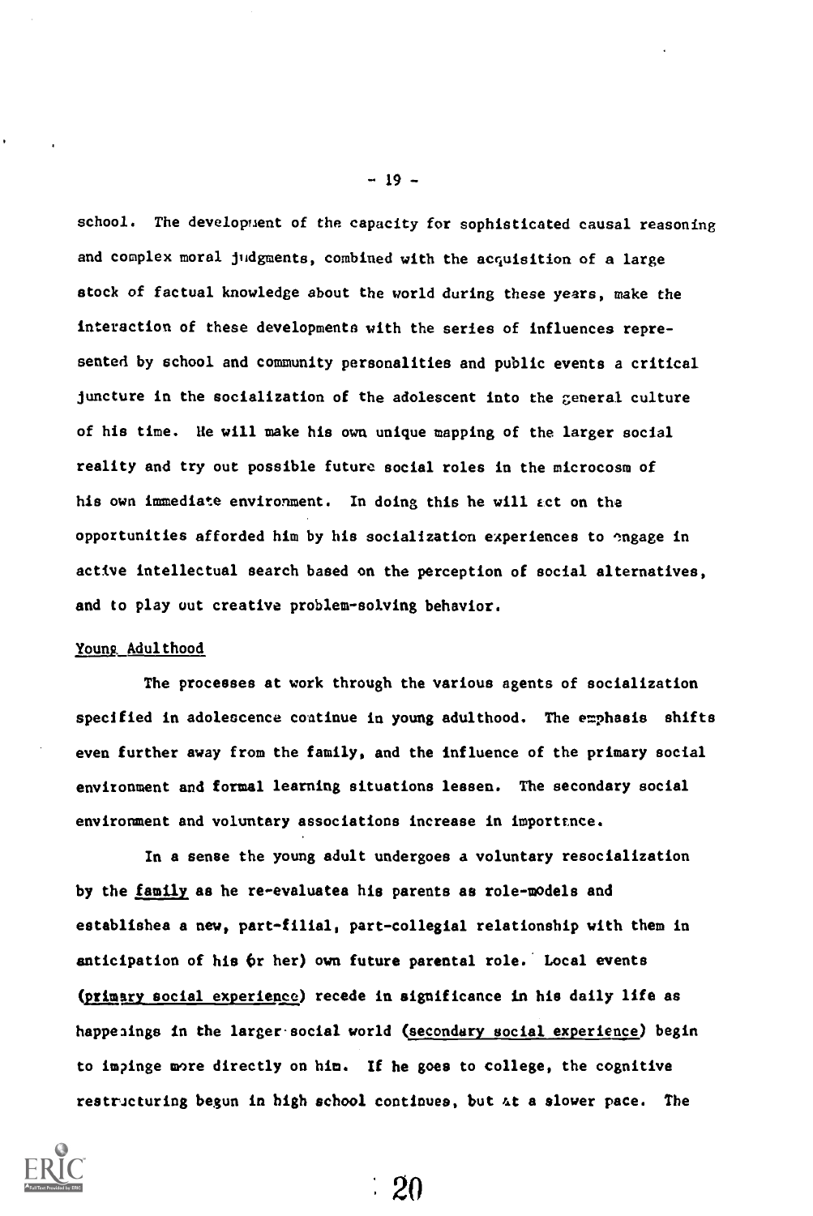school. The development of the capacity for sophisticated causal reasoning and complex moral judgments, combined with the acquisition of a large stock of factual knowledge about the world during these years, make the interaction of these developments with the series of influences represented by school and community personalities and public events a critical juncture in the socialization of the adolescent into the general culture of his time. He will make his own unique mapping of the larger social reality and try out possible future social roles in the microcosm of his own immediate environment. In doing this he will act on the opportunities afforded him by his socialization experiences to engage in active intellectual search based on the perception of social alternatives, and to play out creative problem-solving behavior.

Young Adulthood

The processes at work through the various agents of socialization specified in adolescence continue in young adulthood. The emphasis shifts even further away from the family, and the influence of the primary social environment and formal learning situations lessen. The secondary social environment and voluntary associations increase in importance.

In a sense the young adult undergoes a voluntary resocialization by the family as he re-evaluates his parents as role-models and establishes a new, part-filial, part-collegial relationship with them in anticipation of his (or her) own future parental role. Local events (primary social experience) recede in significance in his daily life as happenings in the larger social world (secondary social experience) begin to impinge more directly on him. If he goes to college, the cognitive restructuring begun in high school continues, but at a slower pace. The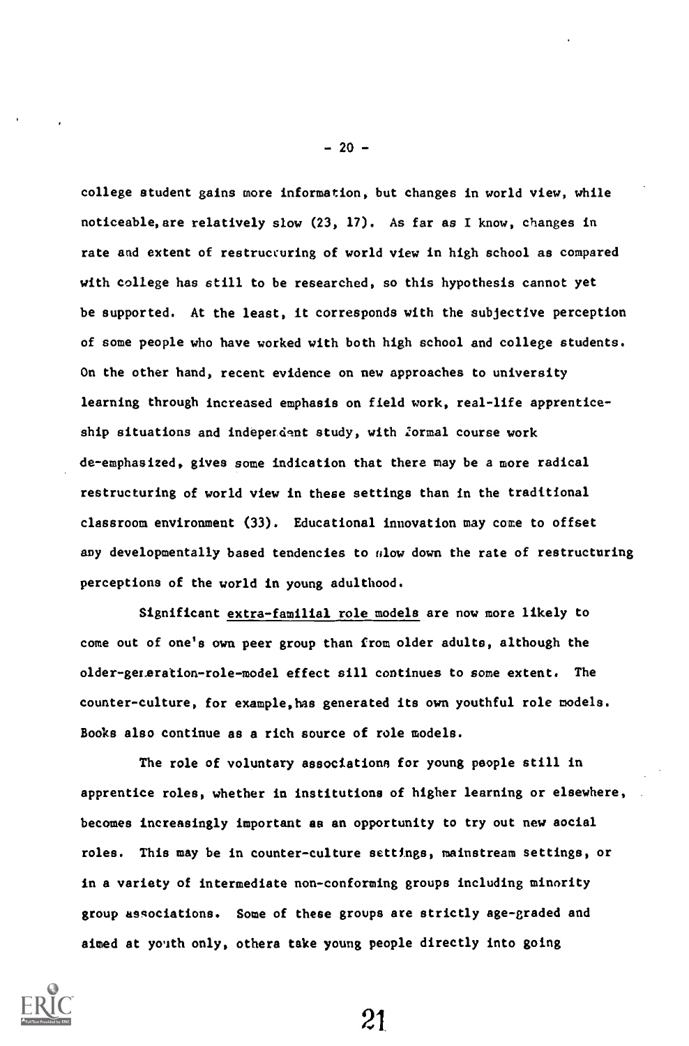college student gains more information, but changes in world view, while noticeable, are relatively slow (23, 17). As far as I know, changes in rate and extent of restructuring of world view in high school as compared with college has still to be researched, so this hypothesis cannot yet be supported. At the least, it corresponds with the subjective perception of some people who have worked with both high school and college students. On the other hand, recent evidence on new approaches to university learning through increased emphasis on field work, real-life apprenticeship situations and independent study, with formal course work de-emphasized, gives some indication that there may be a more radical restructuring of world view in these settings than in the traditional classroom environment (33). Educational innovation may come to offset any developmentally based tendencies to slow down the rate of restructuring perceptions of the world in young adulthood.

Significant extra-familial role models are now more likely to come out of one's own peer group than from older adults, although the older-generation-role-model effect sill continues to some extent. The counter-culture, for example, has generated its own youthful role models. Books also continue as a rich source of role models.

The role of voluntary associations for young people still in apprentice roles, whether in institutions of higher learning or elsewhere, becomes increasingly important as an opportunity to try out new social roles. This may be in counter-culture settings, mainstream settings, or in a variety of intermediate non-conforming groups including minority group associations. Some of these groups are strictly age-graded and aimed at youth only, others take young people directly into going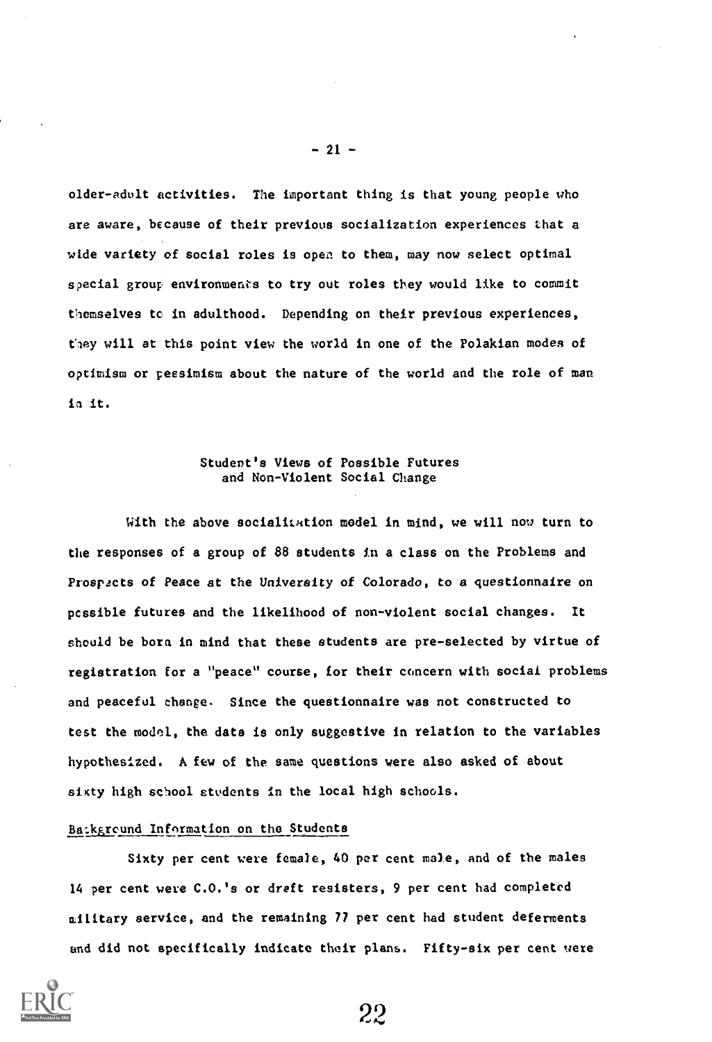older-adult activities. The important thing is that young people who are aware, because of their previous socialization experiences that a wide variety of social roles is open to them, may now select optimal special group environments to try out roles they would like to commit themselves to in adulthood. Depending on their previous experiences, they will at this point view the world in one of the Polakian modes of optimism or pessimism about the nature of the world and the role of man in it.

## Student's Views of Possible Futures and Non-Violent Social Change

With the above socialization model in mind, we will now turn to the responses of a group of 88 students in a class on the Problems and Prospects of Peace at the University of Colorado, to a questionnaire on possible futures and the likelihood of non-violent social changes. It should be born in mind that these students are pre-selected by virtue of registration for a "peace" course, for their concern with social problems and peaceful change. Since the questionnaire was not constructed to test the model, the data is only suggestive in relation to the variables hypothesized. A few of the same questions were also asked of about sixty high school students in the local high schools.

### Background Information on the Students

Sixty per cent were female, 40 per cent male, and of the males 14 per cent were C.O.'s or draft resisters, 9 per cent had completed military service, and the remaining 77 per cent had student deferments and did not specifically indicate their plans. Fifty-six per cent were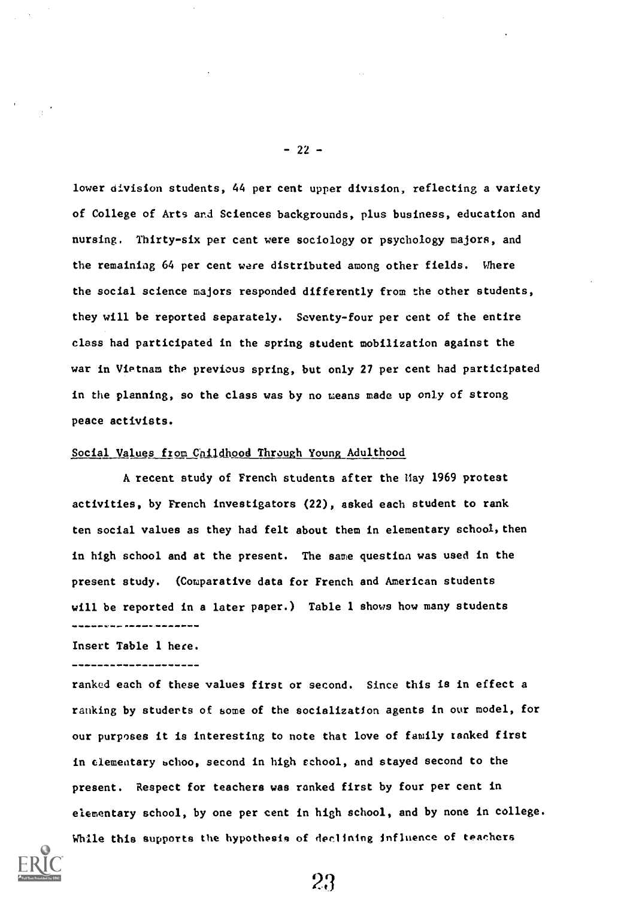lower division students, 44 per cent upper division, reflecting a variety of College of Arts and Sciences backgrounds, plus business, education and nursing. Thirty-six per cent were sociology or psychology majors, and the remaining 64 per cent were distributed among other fields. Where the social science majors responded differently from the other students, they will be reported separately. Seventy-four per cent of the entire class had participated in the spring student mobilization against the war in Vietnam the previous spring, but only 27 per cent had participated in the planning, so the class was by no means made up only of strong peace activists.

Social Values from Childhood Through Young Adulthood

A recent study of French students after the May 1969 protest activities, by French investigators (22), asked each student to rank ten social values as they had felt about them in elementary school, then in high school and at the present. The same question was used in the present study. (Comparative data for French and American students will be reported in a later paper.) Table 1 shows how many students

--------------------

Insert Table 1 here.

--------------------

ranked each of these values first or second. Since this is in effect a ranking by students of some of the socialization agents in our model, for our purposes it is interesting to note that love of family ranked first in elementary schoo, second in high school, and stayed second to the present. Respect for teachers was ranked first by four per cent in elementary school, by one per cent in high school, and by none in college. While this supports the hypothesis of declining influence of teachers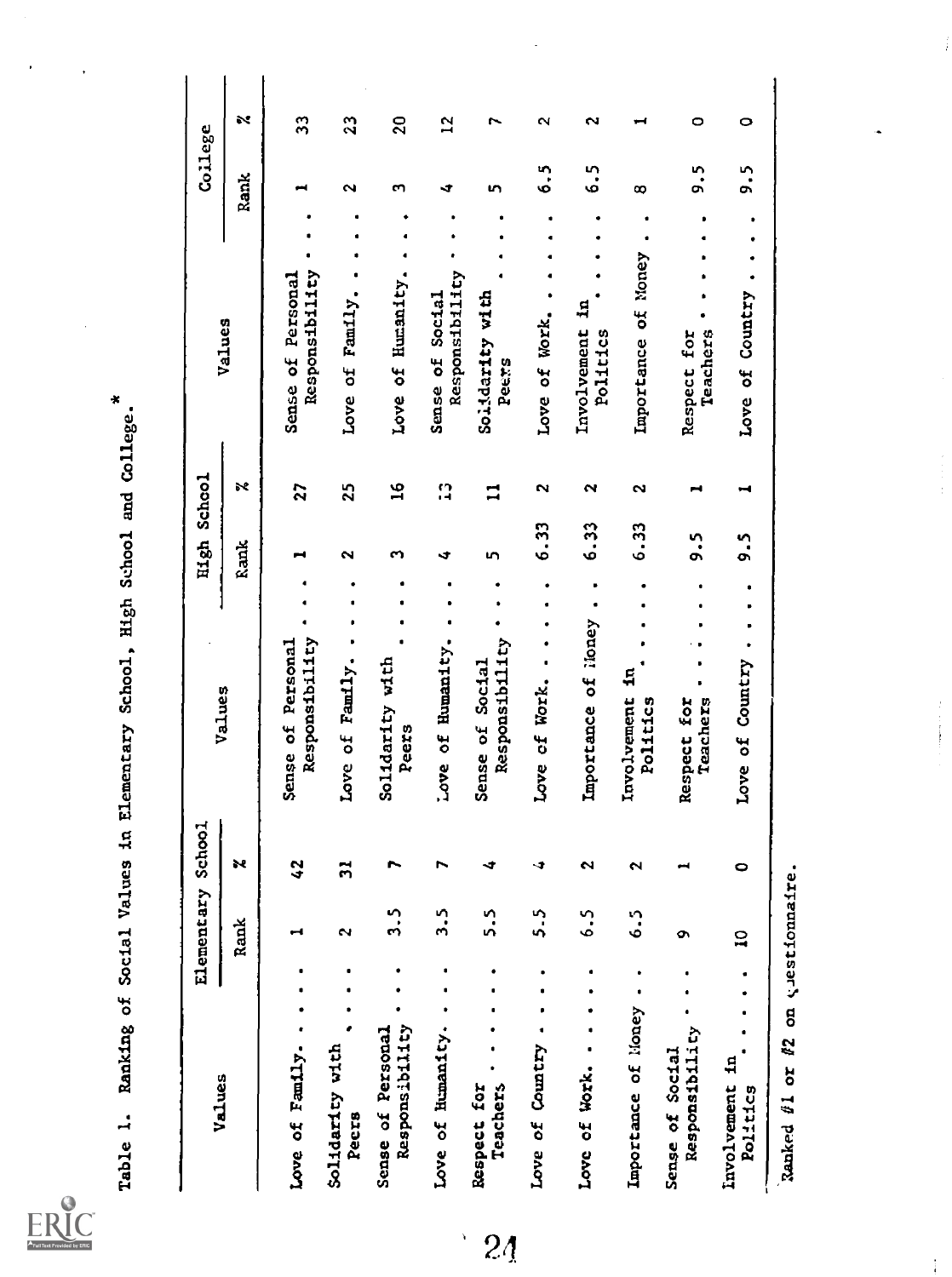Table 1. Ranking of Social Values in Elementary School, High School and College.*

| Values | Elementary School | | Values | High School | | Values | College | |
|---|---|---|---|---|---|---|---|---|
| | Rank | % | | Rank | % | | Rank | % |
| Love of Family | 1 | 42 | Sense of Personal Responsibility | 1 | 27 | Sense of Personal Responsibility | 1 | 33 |
| Solidarity with Peers | 2 | 31 | Love of Family | 2 | 25 | Love of Family | 2 | 23 |
| Sense of Personal Responsibility | 3.5 | 7 | Solidarity with Peers | 3 | 16 | Love of Humanity | 3 | 20 |
| Love of Humanity | 3.5 | 7 | Love of Humanity | 4 | 13 | Sense of Social Responsibility | 4 | 12 |
| Respect for Teachers | 5.5 | 4 | Sense of Social Responsibility | 5 | 11 | Solidarity with Peers | 5 | 7 |
| Love of Country | 5.5 | 4 | Love of Work | 6.33 | 2 | Love of Work | 6.5 | 2 |
| Love of Work | 6.5 | 2 | Importance of Money | 6.33 | 2 | Involvement in Politics | 6.5 | 2 |
| Importance of Money | 6.5 | 2 | Involvement in Politics | 6.33 | 2 | Importance of Money | 8 | 1 |
| Sense of Social Responsibility | 9 | 1 | Respect for Teachers | 9.5 | 1 | Respect for Teachers | 9.5 | 0 |
| Involvement in Politics | 10 | 0 | Love of Country | 9.5 | 1 | Love of Country | 9.5 | 0 |

*Ranked #1 or #2 on questionnaire.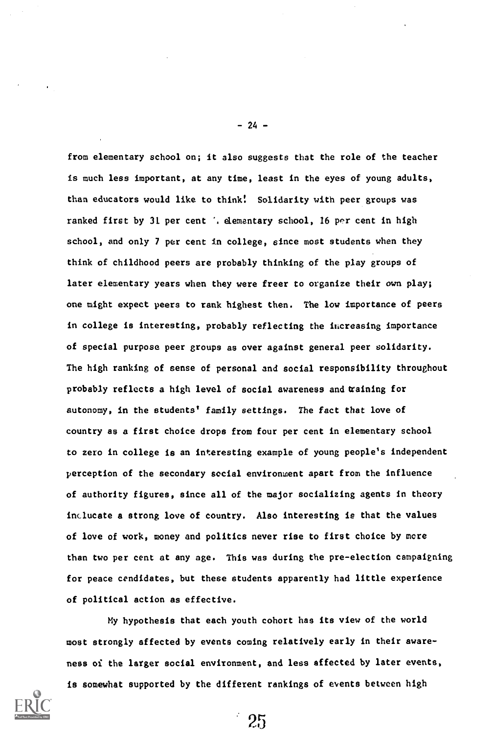from elementary school on; it also suggests that the role of the teacher is much less important, at any time, least in the eyes of young adults, than educators would like to think! Solidarity with peer groups was ranked first by 31 per cent in elementary school, 16 per cent in high school, and only 7 per cent in college, since most students when they think of childhood peers are probably thinking of the play groups of later elementary years when they were freer to organize their own play; one might expect peers to rank highest then. The low importance of peers in college is interesting, probably reflecting the increasing importance of special purpose peer groups as over against general peer solidarity. The high ranking of sense of personal and social responsibility throughout probably reflects a high level of social awareness and training for autonomy, in the students' family settings. The fact that love of country as a first choice drops from four per cent in elementary school to zero in college is an interesting example of young people's independent perception of the secondary social environment apart from the influence of authority figures, since all of the major socializing agents in theory inculcate a strong love of country. Also interesting is that the values of love of work, money and politics never rise to first choice by more than two per cent at any age. This was during the pre-election campaigning for peace candidates, but these students apparently had little experience of political action as effective.

My hypothesis that each youth cohort has its view of the world most strongly affected by events coming relatively early in their awareness of the larger social environment, and less affected by later events, is somewhat supported by the different rankings of events between high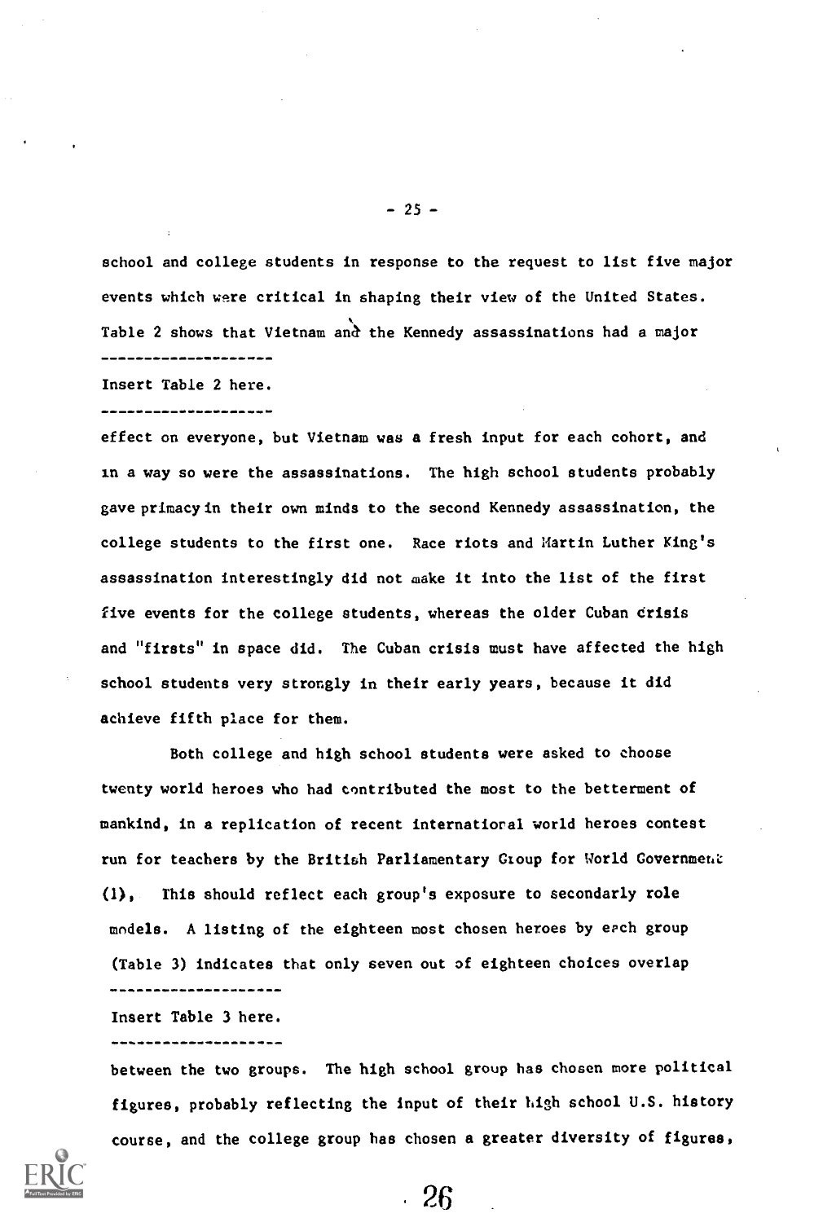school and college students in response to the request to list five major events which were critical in shaping their view of the United States. Table 2 shows that Vietnam and the Kennedy assassinations had a major

--------------------

Insert Table 2 here.

--------------------

effect on everyone, but Vietnam was a fresh input for each cohort, and in a way so were the assassinations. The high school students probably gave primacy in their own minds to the second Kennedy assassination, the college students to the first one. Race riots and Martin Luther King's assassination interestingly did not make it into the list of the first five events for the college students, whereas the older Cuban crisis and "firsts" in space did. The Cuban crisis must have affected the high school students very strongly in their early years, because it did achieve fifth place for them.

Both college and high school students were asked to choose twenty world heroes who had contributed the most to the betterment of mankind, in a replication of recent international world heroes contest run for teachers by the British Parliamentary Group for World Government (1), This should reflect each group's exposure to secondarly role models. A listing of the eighteen most chosen heroes by each group (Table 3) indicates that only seven out of eighteen choices overlap

--------------------

Insert Table 3 here.

--------------------

between the two groups. The high school group has chosen more political figures, probably reflecting the input of their high school U.S. history course, and the college group has chosen a greater diversity of figures,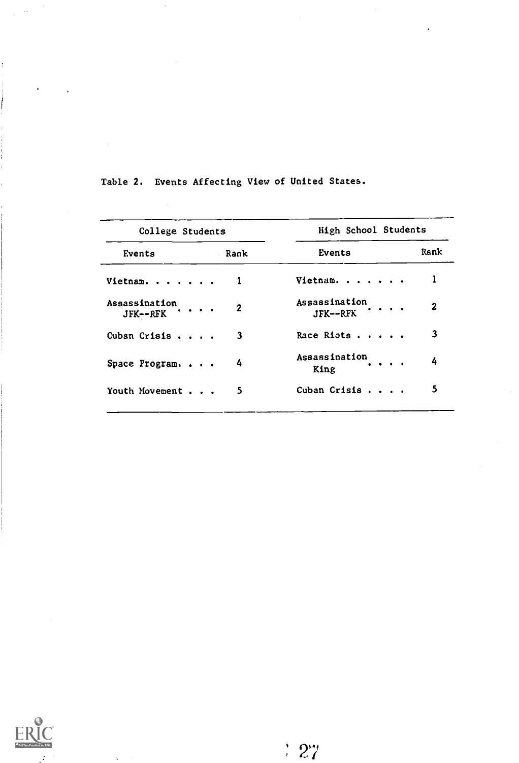Table 2. Events Affecting View of United States.

| College Students | | High School Students | |
|---|---|---|---|
| Events | Rank | Events | Rank |
| Vietnam. . . . . . . | 1 | Vietnam. . . . . . . | 1 |
| Assassination JFK--RFK . . . . | 2 | Assassination JFK--RFK . . . . | 2 |
| Cuban Crisis . . . . | 3 | Race Riots . . . . . | 3 |
| Space Program. . . . | 4 | Assassination King . . . . | 4 |
| Youth Movement . . . | 5 | Cuban Crisis . . . . | 5 |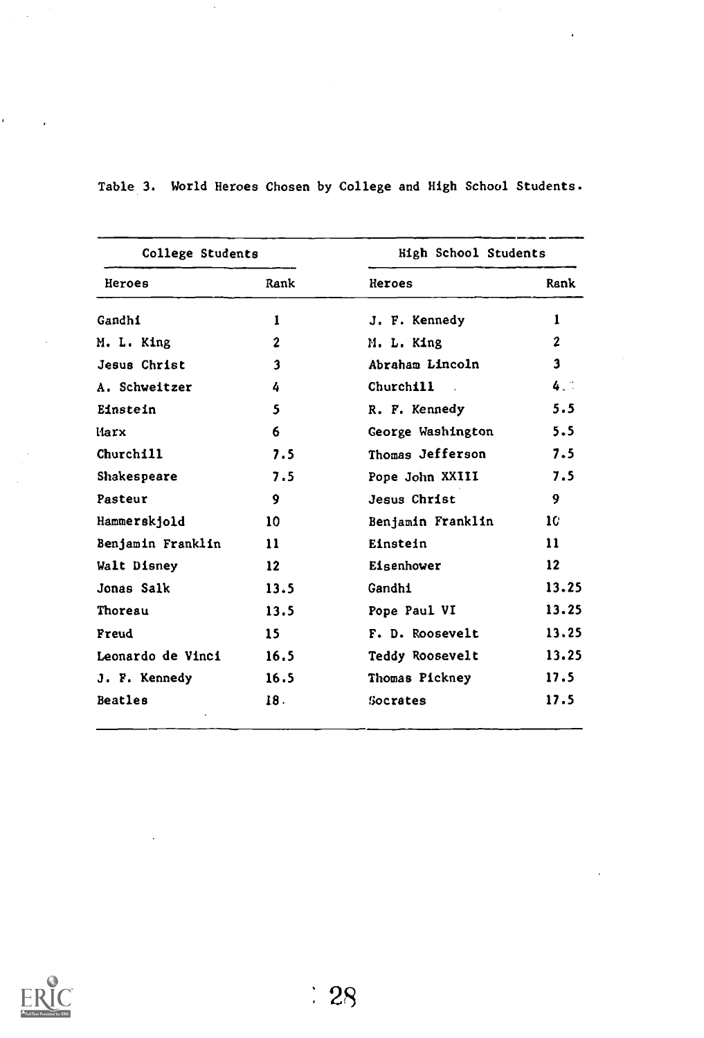Table 3. World Heroes Chosen by College and High School Students.

| College Students | | High School Students | |
|---|---|---|---|
| Heroes | Rank | Heroes | Rank |
| Gandhi | 1 | J. F. Kennedy | 1 |
| M. L. King | 2 | M. L. King | 2 |
| Jesus Christ | 3 | Abraham Lincoln | 3 |
| A. Schweitzer | 4 | Churchill | 4 |
| Einstein | 5 | R. F. Kennedy | 5.5 |
| Marx | 6 | George Washington | 5.5 |
| Churchill | 7.5 | Thomas Jefferson | 7.5 |
| Shakespeare | 7.5 | Pope John XXIII | 7.5 |
| Pasteur | 9 | Jesus Christ | 9 |
| Hammerskjold | 10 | Benjamin Franklin | 10 |
| Benjamin Franklin | 11 | Einstein | 11 |
| Walt Disney | 12 | Eisenhower | 12 |
| Jonas Salk | 13.5 | Gandhi | 13.25 |
| Thoreau | 13.5 | Pope Paul VI | 13.25 |
| Freud | 15 | F. D. Roosevelt | 13.25 |
| Leonardo de Vinci | 16.5 | Teddy Roosevelt | 13.25 |
| J. F. Kennedy | 16.5 | Thomas Pickney | 17.5 |
| Beatles | 18 | Socrates | 17.5 |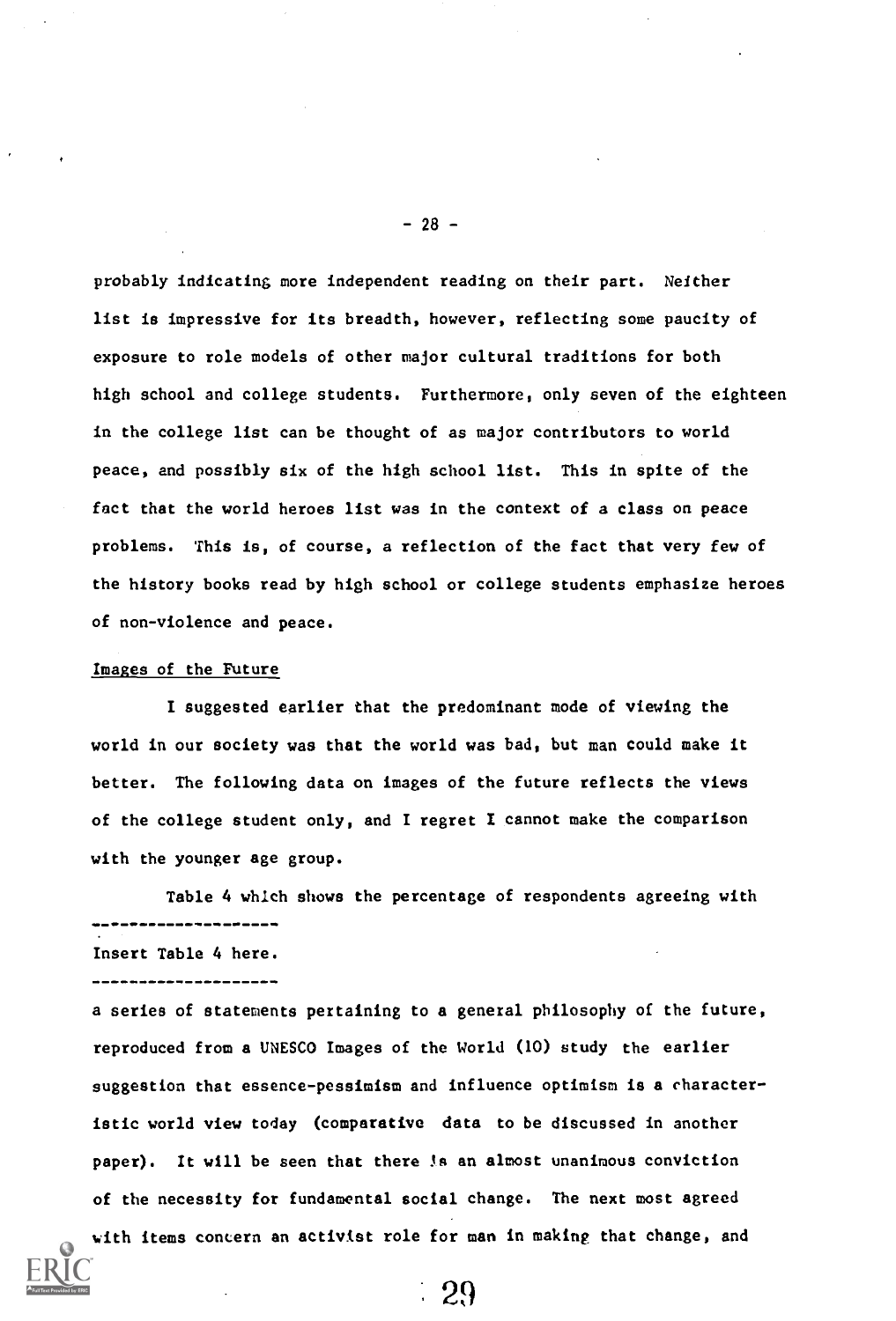probably indicating more independent reading on their part. Neither list is impressive for its breadth, however, reflecting some paucity of exposure to role models of other major cultural traditions for both high school and college students. Furthermore, only seven of the eighteen in the college list can be thought of as major contributors to world peace, and possibly six of the high school list. This in spite of the fact that the world heroes list was in the context of a class on peace problems. This is, of course, a reflection of the fact that very few of the history books read by high school or college students emphasize heroes of non-violence and peace.

## Images of the Future

I suggested earlier that the predominant mode of viewing the world in our society was that the world was bad, but man could make it better. The following data on images of the future reflects the views of the college student only, and I regret I cannot make the comparison with the younger age group.

Table 4 which shows the percentage of respondents agreeing with

---

Insert Table 4 here.

---

a series of statements pertaining to a general philosophy of the future, reproduced from a UNESCO Images of the World (10) study the earlier suggestion that essence-pessimism and influence optimism is a characteristic world view today (comparative data to be discussed in another paper). It will be seen that there is an almost unanimous conviction of the necessity for fundamental social change. The next most agreed with items concern an activist role for man in making that change, and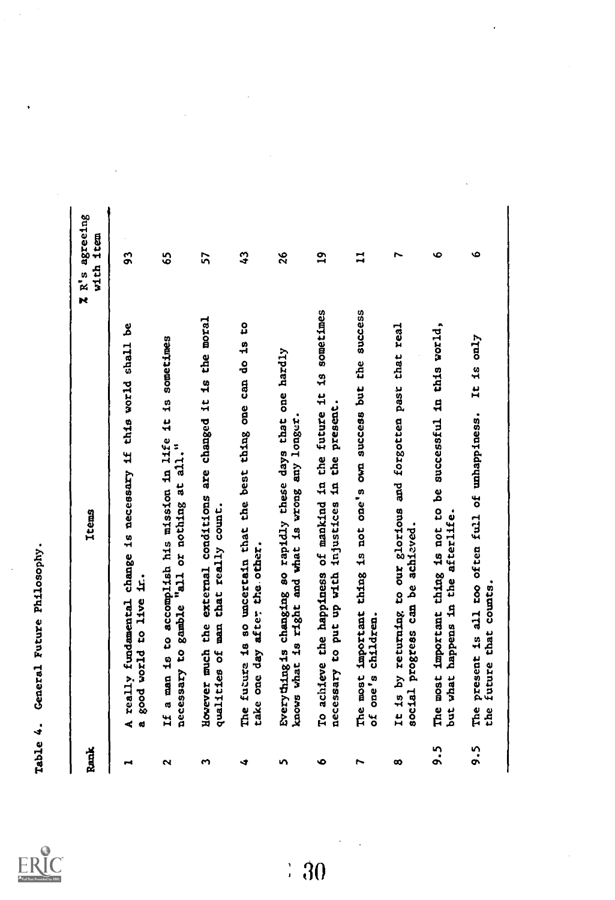Table 4. General Future Philosophy.

| Rank | Items | % R's agreeing with item |
|---|---|---|
| 1 | A really fundamental change is necessary if this world shall be a good world to live in. | 93 |
| 2 | If a man is to accomplish his mission in life it is sometimes necessary to gamble "all or nothing at all." | 65 |
| 3 | However much the external conditions are changed it is the moral qualities of man that really count. | 57 |
| 4 | The future is so uncertain that the best thing one can do is to take one day after the other. | 43 |
| 5 | Everything is changing so rapidly these days that one hardly knows what is right and what is wrong any longer. | 26 |
| 6 | To achieve the happiness of mankind in the future it is sometimes necessary to put up with injustices in the present. | 19 |
| 7 | The most important thing is not one's own success but the success of one's children. | 11 |
| 8 | It is by returning to our glorious and forgotten past that real social progress can be achieved. | 7 |
| 9.5 | The most important thing is not to be successful in this world, but what happens in the afterlife. | 6 |
| 9.5 | The present is all too often full of unhappiness. It is only the future that counts. | 6 |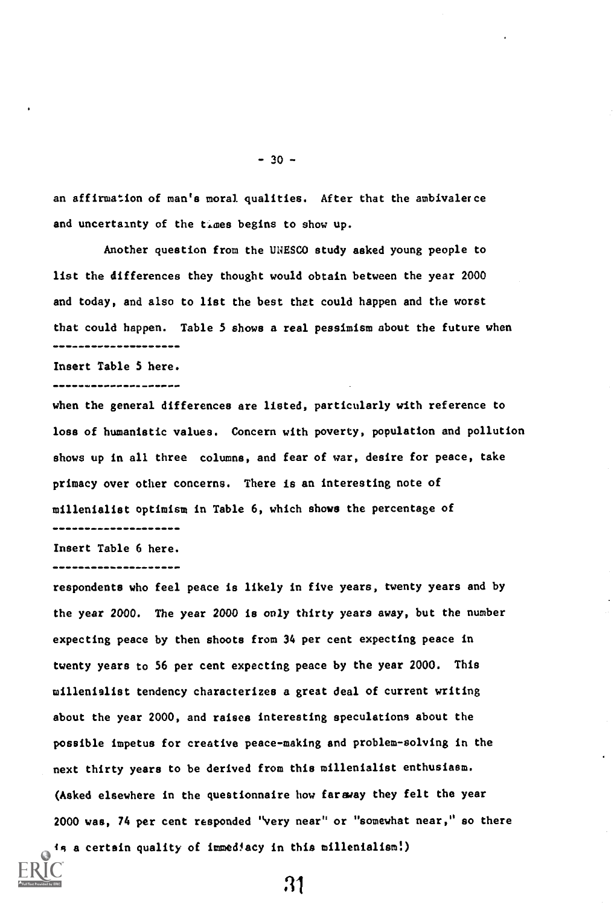an affirmation of man's moral qualities. After that the ambivalence and uncertainty of the times begins to show up.

Another question from the UNESCO study asked young people to list the differences they thought would obtain between the year 2000 and today, and also to list the best that could happen and the worst that could happen. Table 5 shows a real pessimism about the future when

--------------------

Insert Table 5 here.

--------------------

when the general differences are listed, particularly with reference to loss of humanistic values. Concern with poverty, population and pollution shows up in all three columns, and fear of war, desire for peace, take primacy over other concerns. There is an interesting note of millenialist optimism in Table 6, which shows the percentage of

--------------------

Insert Table 6 here.

--------------------

respondents who feel peace is likely in five years, twenty years and by the year 2000. The year 2000 is only thirty years away, but the number expecting peace by then shoots from 34 per cent expecting peace in twenty years to 56 per cent expecting peace by the year 2000. This millenialist tendency characterizes a great deal of current writing about the year 2000, and raises interesting speculations about the possible impetus for creative peace-making and problem-solving in the next thirty years to be derived from this millenialist enthusiasm. (Asked elsewhere in the questionnaire how faraway they felt the year 2000 was, 74 per cent responded "very near" or "somewhat near," so there is a certain quality of immediacy in this millenialism!)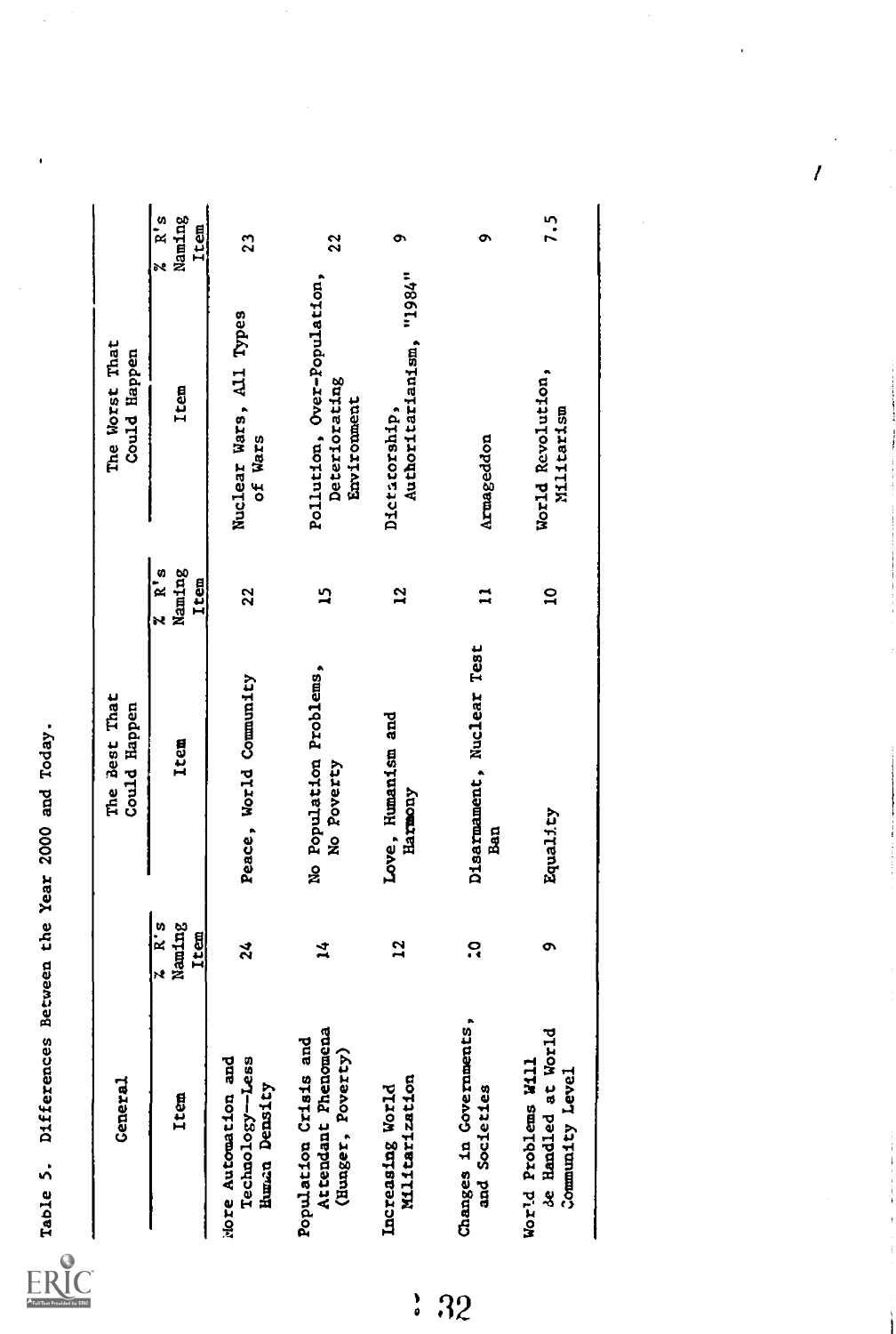Table 5. Differences Between the Year 2000 and Today.

| General | | The Best That Could Happen | | The Worst That Could Happen | |
|---|---|---|---|---|---|
| Item | % R's Naming Item | Item | % R's Naming Item | Item | % R's Naming Item |
| More Automation and Technology—Less Human Density | 24 | Peace, World Community | 22 | Nuclear Wars, All Types of Wars | 23 |
| Population Crisis and Attendant Phenomena (Hunger, Poverty) | 14 | No Population Problems, No Poverty | 15 | Pollution, Over-Population, Deteriorating Environment | 22 |
| Increasing World Militarization | 12 | Love, Humanism and Harmony | 12 | Dictatorship, Authoritarianism, "1984" | 9 |
| Changes in Governments, and Societies | 10 | Disarmament, Nuclear Test Ban | 11 | Armageddon | 9 |
| World Problems Will be Handled at World Community Level | 9 | Equality | 10 | World Revolution, Militarism | 7.5 |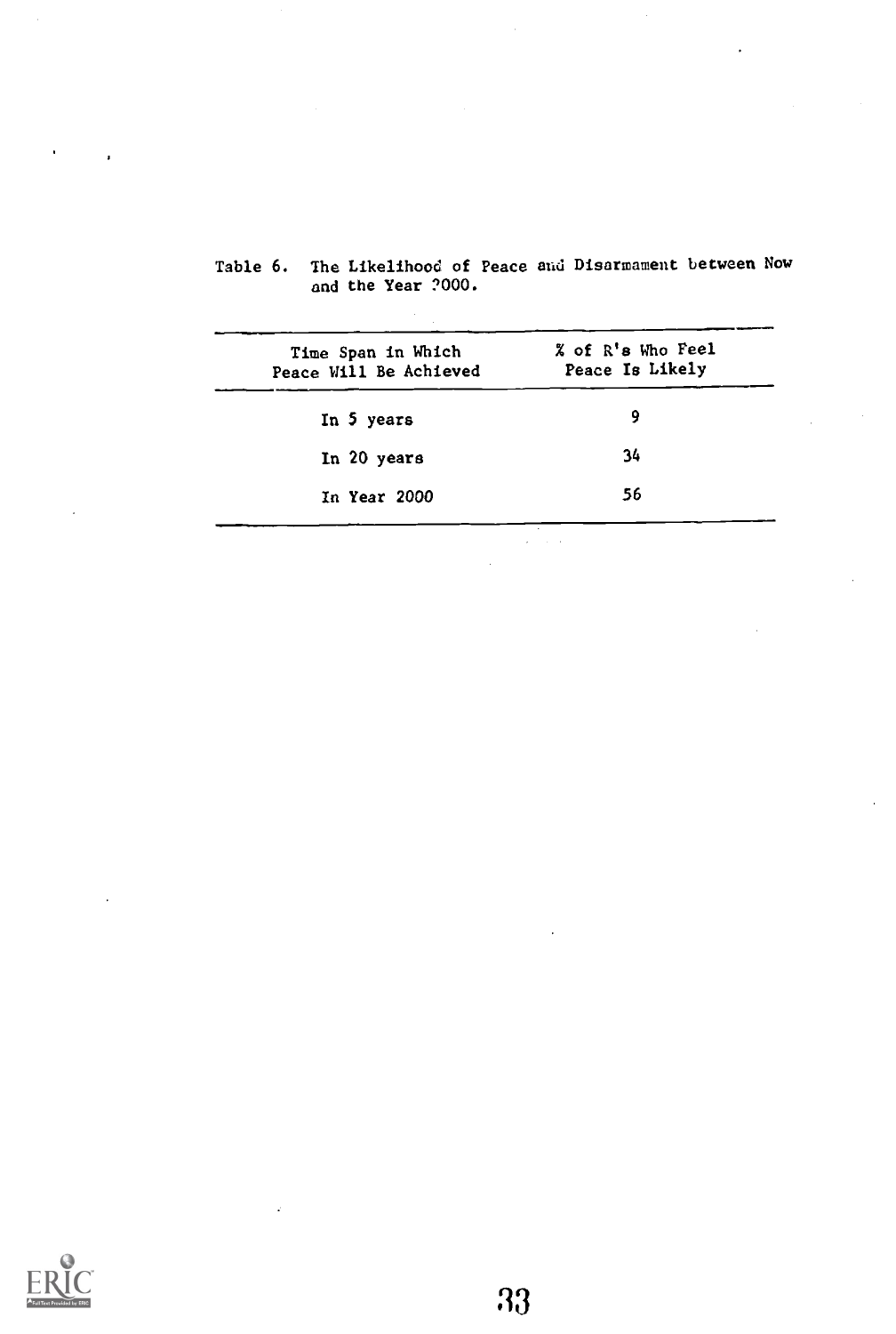Table 6. The Likelihood of Peace and Disarmament between Now and the Year 2000.

| Time Span in Which Peace Will Be Achieved | % of R's Who Feel Peace Is Likely |
|---|---|
| In 5 years | 9 |
| In 20 years | 34 |
| In Year 2000 | 56 |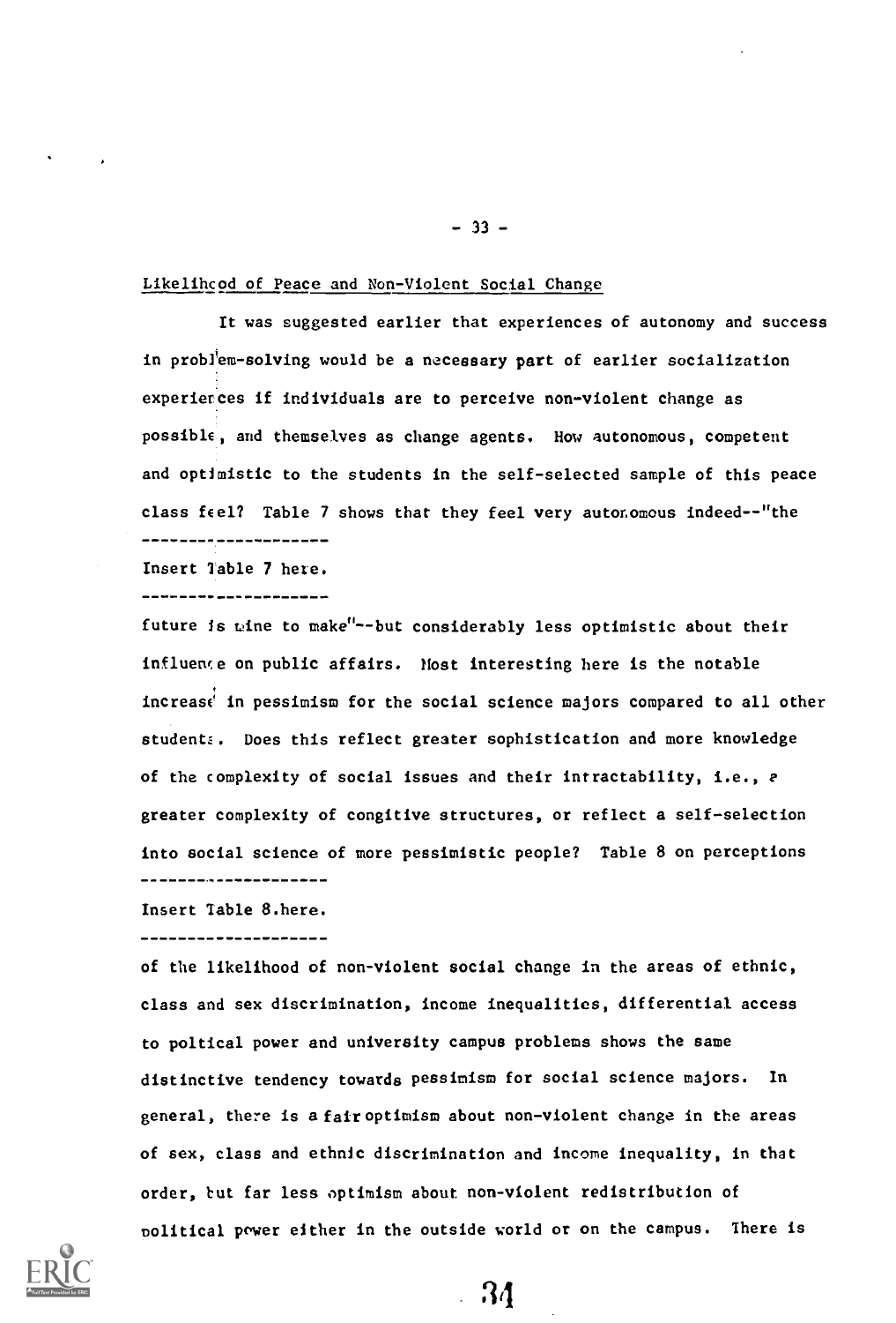Likelihood of Peace and Non-Violent Social Change

It was suggested earlier that experiences of autonomy and success in problem-solving would be a necessary part of earlier socialization experiences if individuals are to perceive non-violent change as possible, and themselves as change agents. How autonomous, competent and optimistic to the students in the self-selected sample of this peace class feel? Table 7 shows that they feel very autonomous indeed--"the

--------------------

Insert Table 7 here.

--------------------

future is mine to make"--but considerably less optimistic about their influence on public affairs. Most interesting here is the notable increase in pessimism for the social science majors compared to all other students. Does this reflect greater sophistication and more knowledge of the complexity of social issues and their intractability, i.e., a greater complexity of congitive structures, or reflect a self-selection into social science of more pessimistic people? Table 8 on perceptions

--------------------

Insert Table 8.here.

--------------------

of the likelihood of non-violent social change in the areas of ethnic, class and sex discrimination, income inequalities, differential access to poltical power and university campus problems shows the same distinctive tendency towards pessimism for social science majors. In general, there is a fair optimism about non-violent change in the areas of sex, class and ethnic discrimination and income inequality, in that order, but far less optimism about non-violent redistribution of political power either in the outside world or on the campus. There is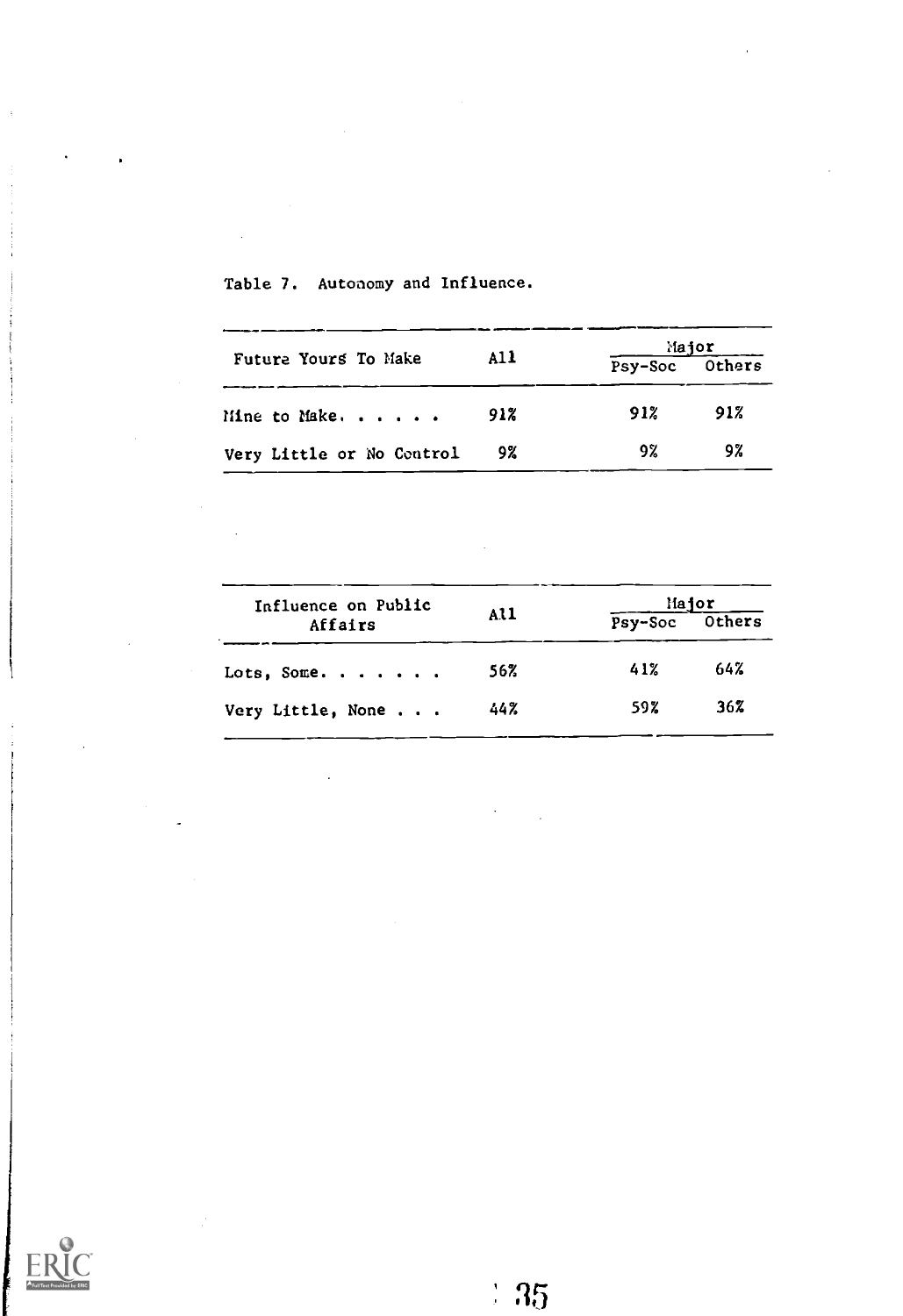Table 7. Autonomy and Influence.

| Future Yours To Make | All | Major | |
|---|---|---|---|
| | | Psy-Soc | Others |
| Mine to Make. . . . . . | 91% | 91% | 91% |
| Very Little or No Control | 9% | 9% | 9% |

| Influence on Public Affairs | All | Major | |
|---|---|---|---|
| | | Psy-Soc | Others |
| Lots, Some. . . . . . . | 56% | 41% | 64% |
| Very Little, None . . . | 44% | 59% | 36% |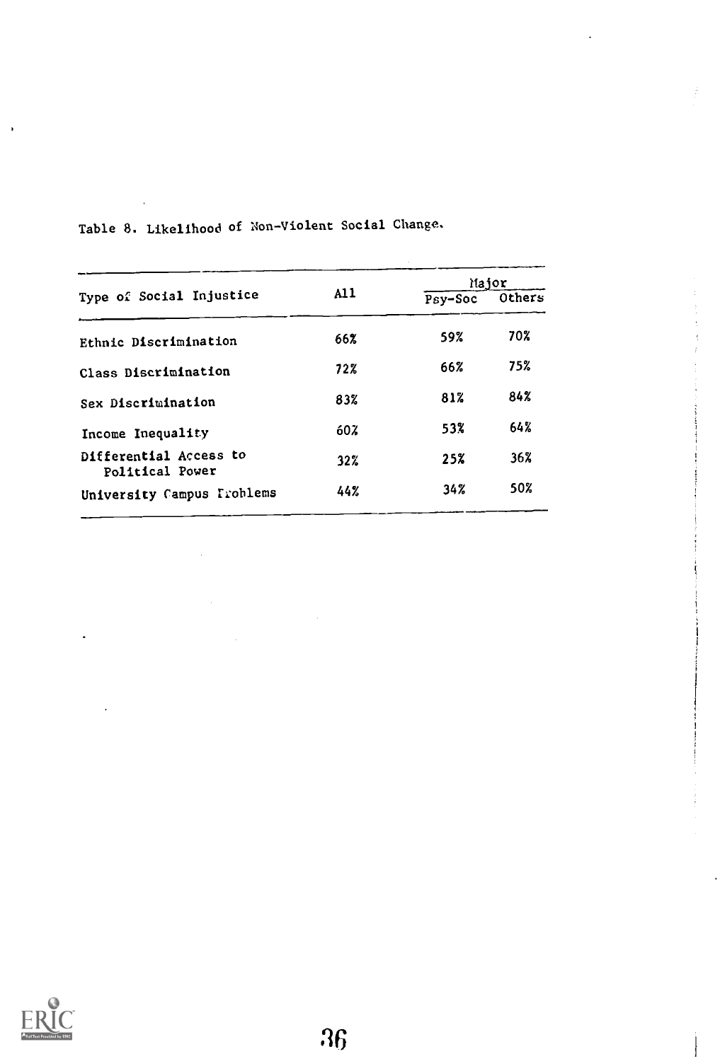Table 8. Likelihood of Non-Violent Social Change.

| Type of Social Injustice | All | Major | |
|---|---|---|---|
| | | Psy-Soc | Others |
| Ethnic Discrimination | 66% | 59% | 70% |
| Class Discrimination | 72% | 66% | 75% |
| Sex Discrimination | 83% | 81% | 84% |
| Income Inequality | 60% | 53% | 64% |
| Differential Access to Political Power | 32% | 25% | 36% |
| University Campus Problems | 44% | 34% | 50% |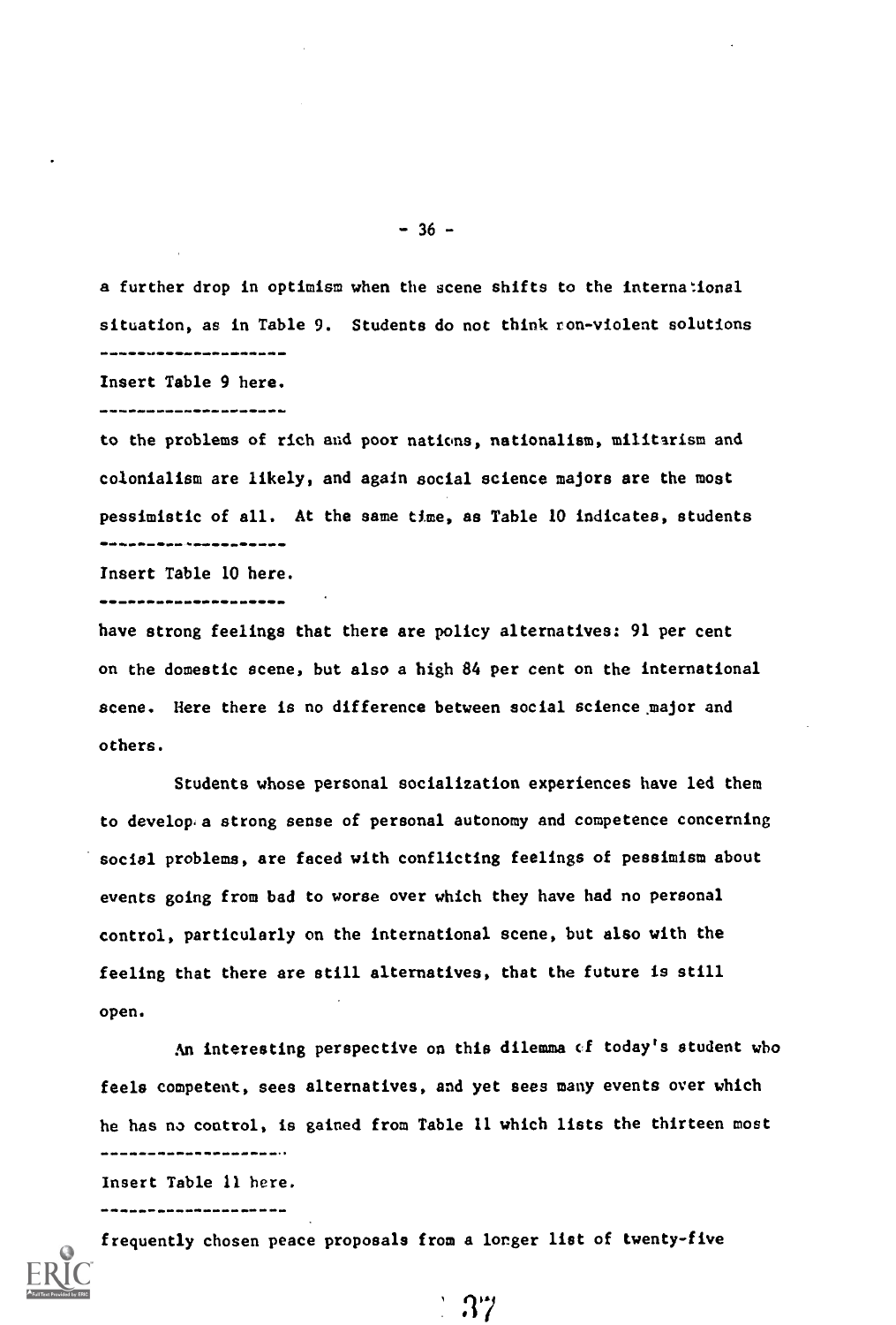a further drop in optimism when the scene shifts to the international situation, as in Table 9. Students do not think non-violent solutions

--------------------

Insert Table 9 here.

--------------------

to the problems of rich and poor nations, nationalism, militarism and colonialism are likely, and again social science majors are the most pessimistic of all. At the same time, as Table 10 indicates, students

--------------------

Insert Table 10 here.

--------------------

have strong feelings that there are policy alternatives: 91 per cent on the domestic scene, but also a high 84 per cent on the international scene. Here there is no difference between social science major and others.

Students whose personal socialization experiences have led them to develop a strong sense of personal autonomy and competence concerning social problems, are faced with conflicting feelings of pessimism about events going from bad to worse over which they have had no personal control, particularly on the international scene, but also with the feeling that there are still alternatives, that the future is still open.

An interesting perspective on this dilemma of today's student who feels competent, sees alternatives, and yet sees many events over which he has no control, is gained from Table 11 which lists the thirteen most

--------------------

Insert Table 11 here.

--------------------

frequently chosen peace proposals from a longer list of twenty-five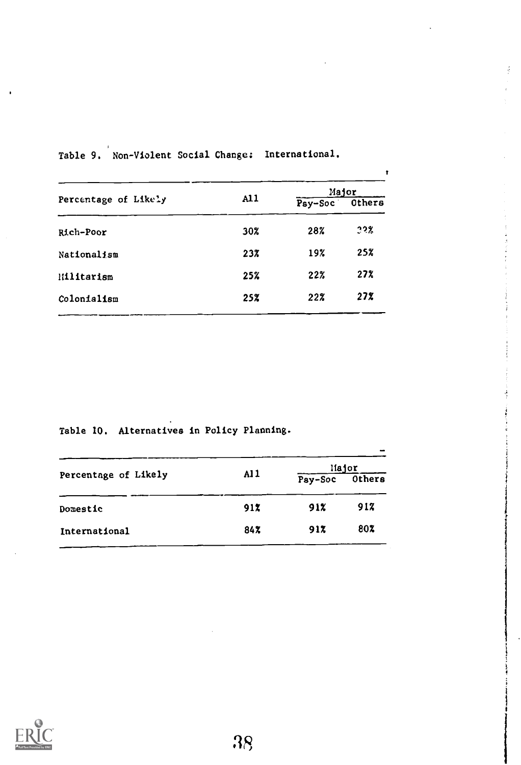Table 9. Non-Violent Social Change: International.

| Percentage of Likely | All | Major | |
|---|---|---|---|
| | | Psy-Soc | Others |
| Rich-Poor | 30% | 28% | 32% |
| Nationalism | 23% | 19% | 25% |
| Militarism | 25% | 22% | 27% |
| Colonialism | 25% | 22% | 27% |

Table 10. Alternatives in Policy Planning.

| Percentage of Likely | All | Major | |
|---|---|---|---|
| | | Psy-Soc | Others |
| Domestic | 91% | 91% | 91% |
| International | 84% | 91% | 80% |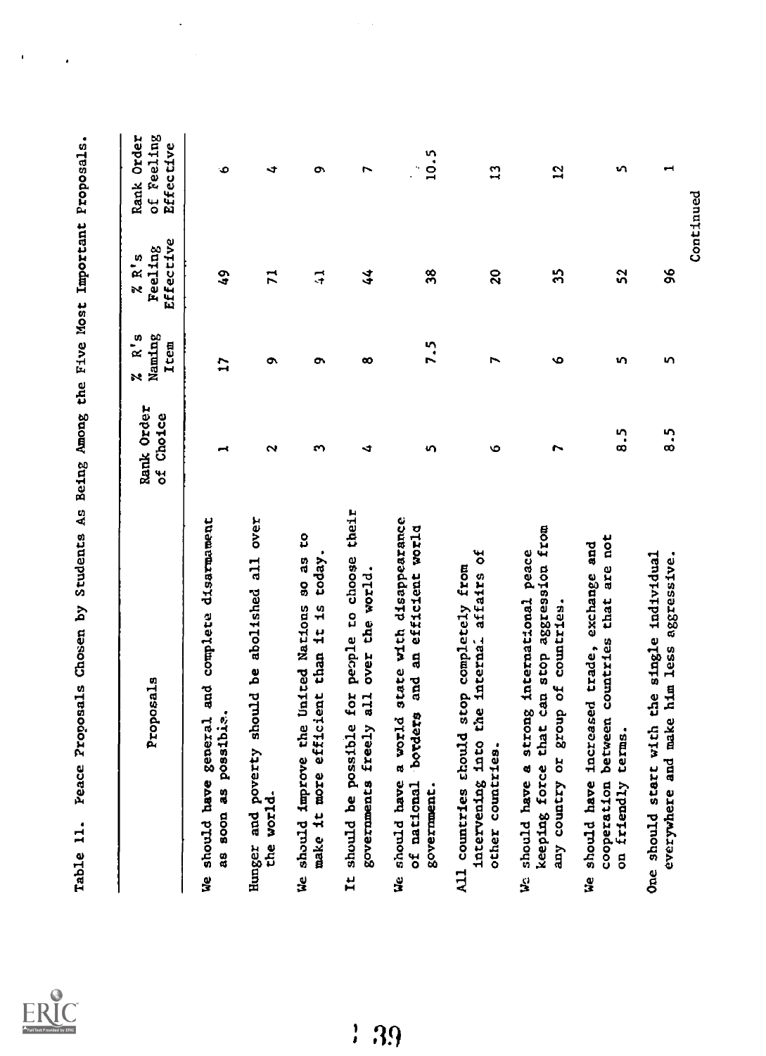Table 11. Peace Proposals Chosen by Students As Being Among the Five Most Important Proposals.

| Proposals | Rank Order of Choice | % R's Naming Item | % R's Feeling Effective | Rank Order of Feeling Effective |
|---|---|---|---|---|
| We should have general and complete disarmament as soon as possible. | 1 | 17 | 49 | 6 |
| Hunger and poverty should be abolished all over the world. | 2 | 9 | 71 | 4 |
| We should improve the United Nations so as to make it more efficient than it is today. | 3 | 9 | 41 | 9 |
| It should be possible for people to choose their governments freely all over the world. | 4 | 8 | 44 | 7 |
| We should have a world state with disappearance of national borders and an efficient world government. | 5 | 7.5 | 38 | 10.5 |
| All countries should stop completely from intervening into the internal affairs of other countries. | 6 | 7 | 20 | 13 |
| We should have a strong international peace keeping force that can stop aggression from any country or group of countries. | 7 | 6 | 35 | 12 |
| We should have increased trade, exchange and cooperation between countries that are not on friendly terms. | 8.5 | 5 | 52 | 5 |
| One should start with the single individual everywhere and make him less aggressive. | 8.5 | 5 | 96 | 1 |

Continued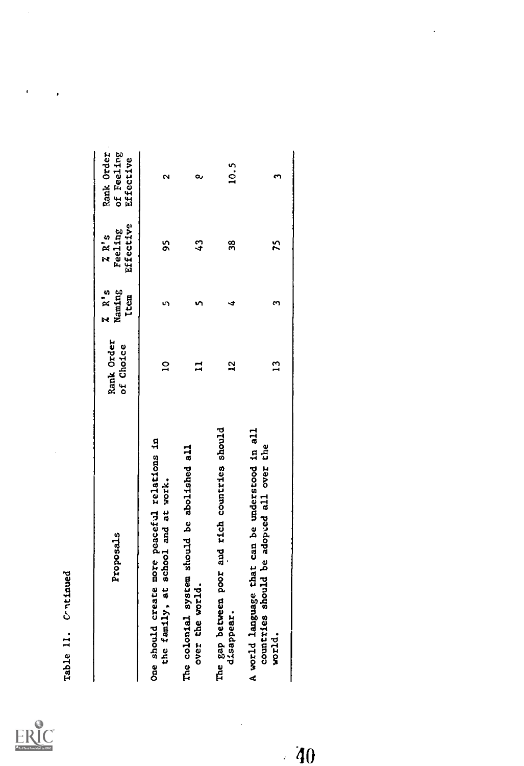Table 11. Continued

| Proposals | Rank Order of Choice | % R's Naming Item | % R's Feeling Effective | Rank Order of Feeling Effective |
|---|---|---|---|---|
| One should create more peaceful relations in the family, at school and at work. | 10 | 5 | 95 | 2 |
| The colonial system should be abolished all over the world. | 11 | 5 | 43 | 8 |
| The gap between poor and rich countries should disappear. | 12 | 4 | 38 | 10.5 |
| A world language that can be understood in all countries should be adopted all over the world. | 13 | 3 | 75 | 3 |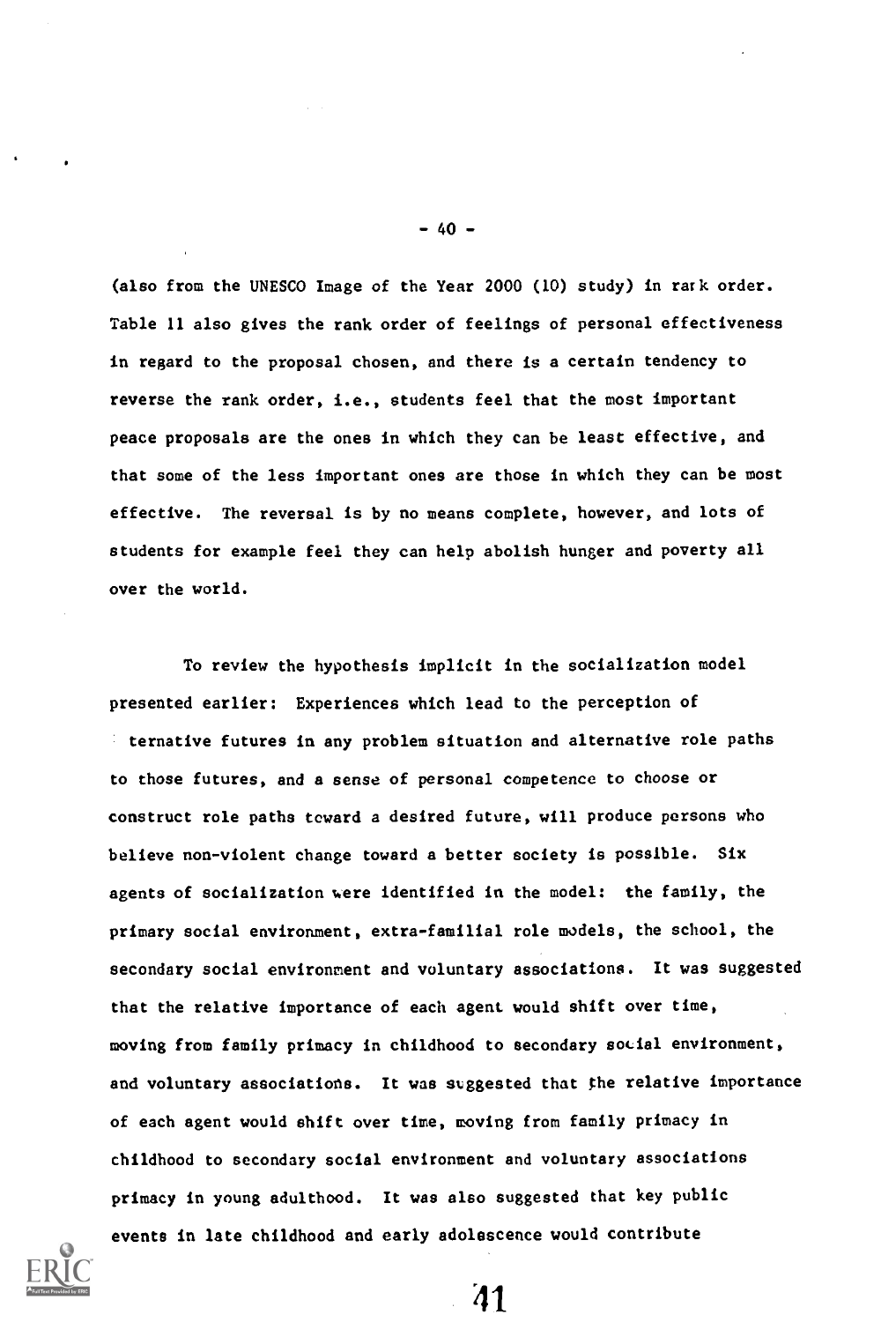(also from the UNESCO Image of the Year 2000 (10) study) in rark order. Table 11 also gives the rank order of feelings of personal effectiveness in regard to the proposal chosen, and there is a certain tendency to reverse the rank order, i.e., students feel that the most important peace proposals are the ones in which they can be least effective, and that some of the less important ones are those in which they can be most effective. The reversal is by no means complete, however, and lots of students for example feel they can help abolish hunger and poverty all over the world.

To review the hypothesis implicit in the socialization model presented earlier: Experiences which lead to the perception of ternative futures in any problem situation and alternative role paths to those futures, and a sense of personal competence to choose or construct role paths toward a desired future, will produce persons who believe non-violent change toward a better society is possible. Six agents of socialization were identified in the model: the family, the primary social environment, extra-familial role models, the school, the secondary social environment and voluntary associations. It was suggested that the relative importance of each agent would shift over time, moving from family primacy in childhood to secondary social environment, and voluntary associations. It was suggested that the relative importance of each agent would shift over time, moving from family primacy in childhood to secondary social environment and voluntary associations primacy in young adulthood. It was also suggested that key public events in late childhood and early adolescence would contribute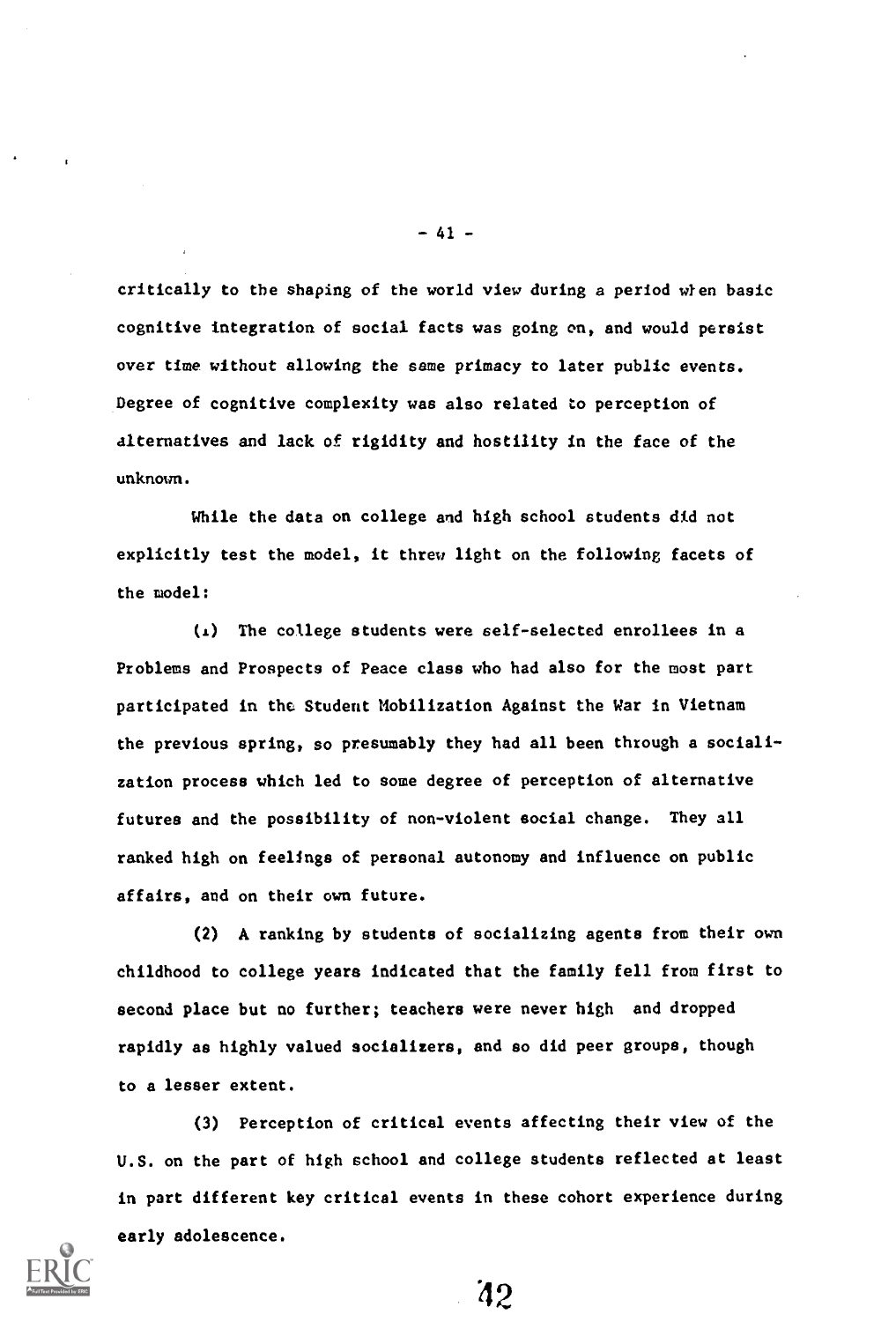critically to the shaping of the world view during a period when basic cognitive integration of social facts was going on, and would persist over time without allowing the same primacy to later public events. Degree of cognitive complexity was also related to perception of alternatives and lack of rigidity and hostility in the face of the unknown.

While the data on college and high school students did not explicitly test the model, it threw light on the following facets of the model:

(1) The college students were self-selected enrollees in a Problems and Prospects of Peace class who had also for the most part participated in the Student Mobilization Against the War in Vietnam the previous spring, so presumably they had all been through a socialization process which led to some degree of perception of alternative futures and the possibility of non-violent social change. They all ranked high on feelings of personal autonomy and influence on public affairs, and on their own future.

(2) A ranking by students of socializing agents from their own childhood to college years indicated that the family fell from first to second place but no further; teachers were never high and dropped rapidly as highly valued socializers, and so did peer groups, though to a lesser extent.

(3) Perception of critical events affecting their view of the U.S. on the part of high school and college students reflected at least in part different key critical events in these cohort experience during early adolescence.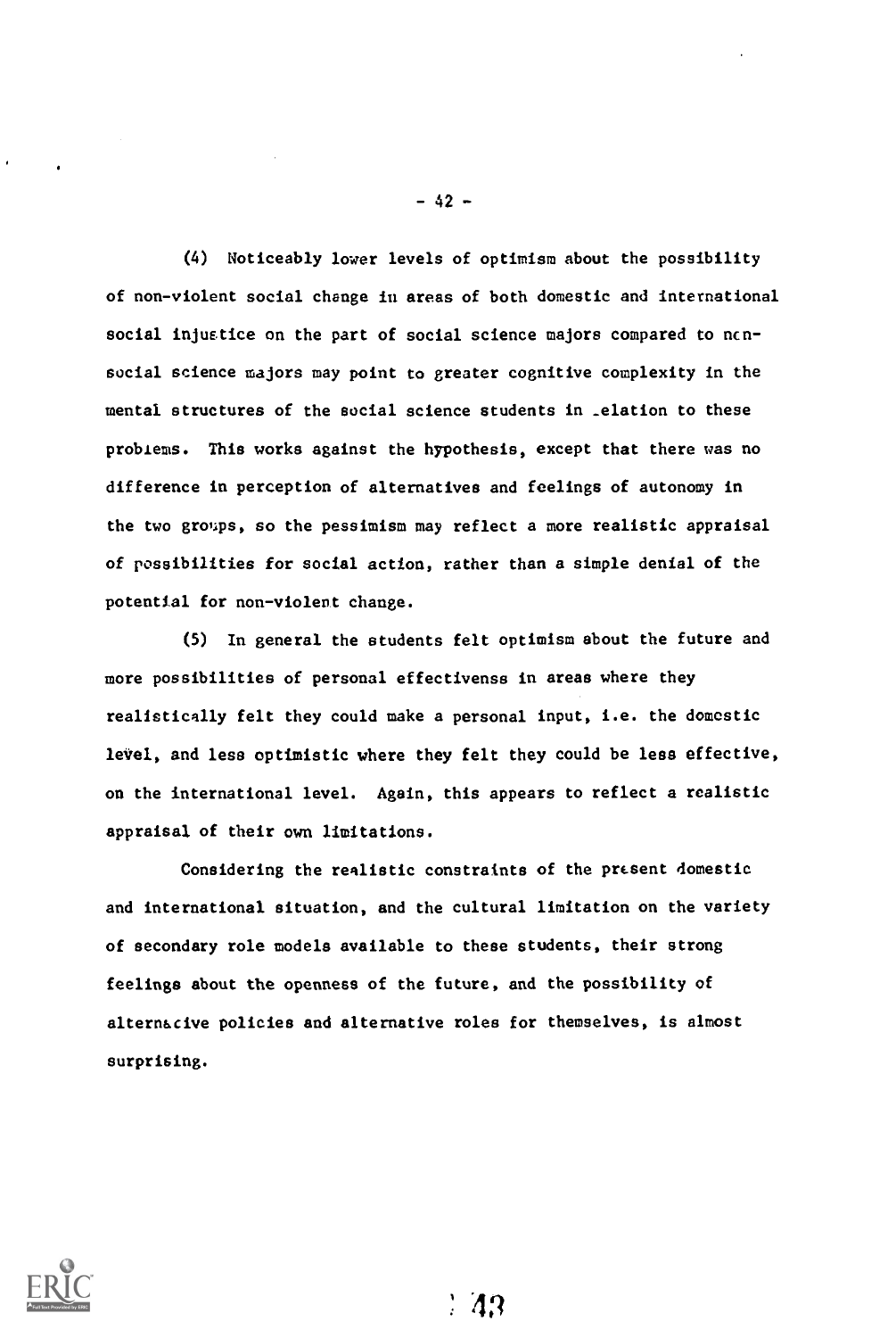(4) Noticeably lower levels of optimism about the possibility of non-violent social change in areas of both domestic and international social injustice on the part of social science majors compared to non-social science majors may point to greater cognitive complexity in the mental structures of the social science students in relation to these problems. This works against the hypothesis, except that there was no difference in perception of alternatives and feelings of autonomy in the two groups, so the pessimism may reflect a more realistic appraisal of possibilities for social action, rather than a simple denial of the potential for non-violent change.

(5) In general the students felt optimism about the future and more possibilities of personal effectivenss in areas where they realistically felt they could make a personal input, i.e. the domestic level, and less optimistic where they felt they could be less effective, on the international level. Again, this appears to reflect a realistic appraisal of their own limitations.

Considering the realistic constraints of the present domestic and international situation, and the cultural limitation on the variety of secondary role models available to these students, their strong feelings about the openness of the future, and the possibility of alternative policies and alternative roles for themselves, is almost surprising.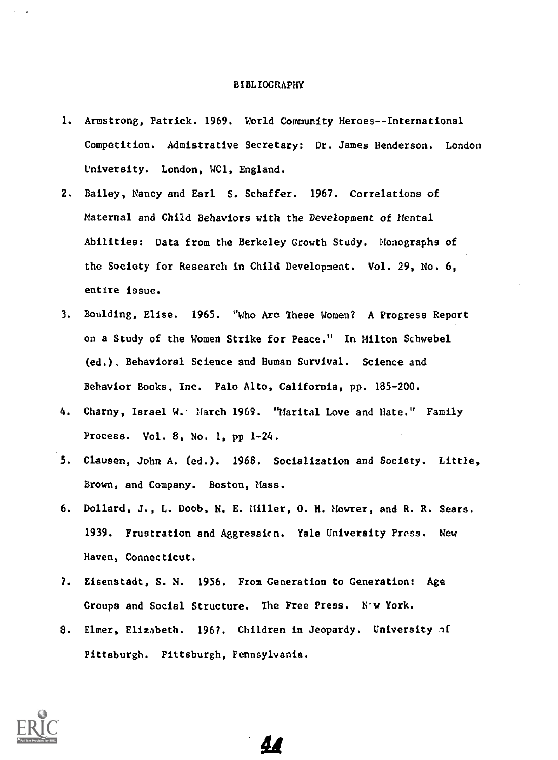# BIBLIOGRAPHY

1. Armstrong, Patrick. 1969. World Community Heroes--International Competition. Admistrative Secretary: Dr. James Henderson. London University. London, WC1, England.
2. Bailey, Nancy and Earl S. Schaffer. 1967. Correlations of Maternal and Child Behaviors with the Development of Mental Abilities: Data from the Berkeley Growth Study. Monographs of the Society for Research in Child Development. Vol. 29, No. 6, entire issue.
3. Boulding, Elise. 1965. "Who Are These Women? A Progress Report on a Study of the Women Strike for Peace." In Milton Schwebel (ed.), Behavioral Science and Human Survival. Science and Behavior Books, Inc. Palo Alto, California, pp. 185-200.
4. Charny, Israel W. March 1969. "Marital Love and Hate." Family Process. Vol. 8, No. 1, pp 1-24.
5. Clausen, John A. (ed.). 1968. Socialization and Society. Little, Brown, and Company. Boston, Mass.
6. Dollard, J., L. Doob, N. E. Miller, O. H. Mowrer, and R. R. Sears. 1939. Frustration and Aggression. Yale University Press. New Haven, Connecticut.
7. Eisenstadt, S. N. 1956. From Generation to Generation: Age Groups and Social Structure. The Free Press. New York.
8. Elmer, Elizabeth. 1967. Children in Jeopardy. University of Pittsburgh. Pittsburgh, Pennsylvania.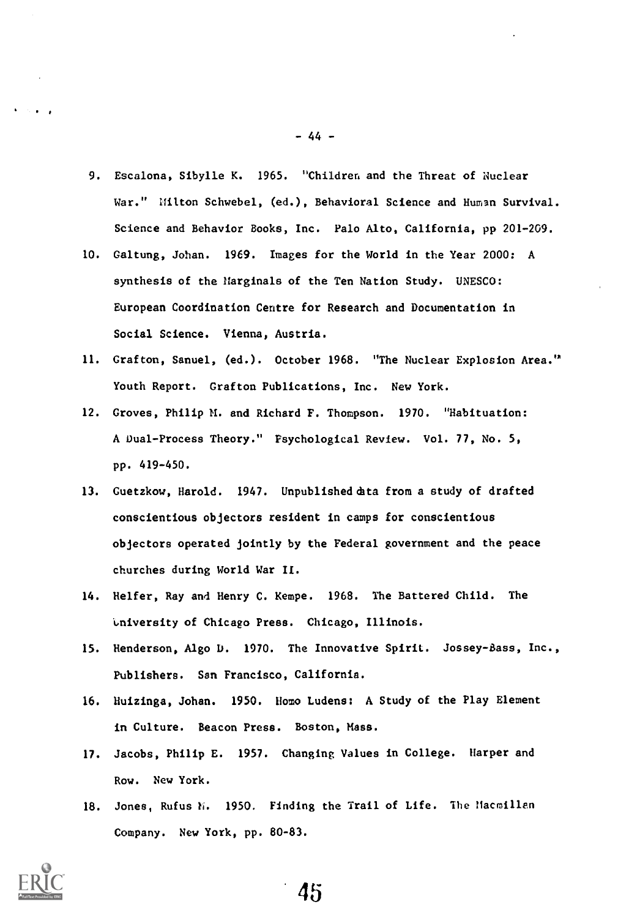9. Escalona, Sibylle K. 1965. "Children and the Threat of Nuclear War." Milton Schwebel, (ed.), Behavioral Science and Human Survival. Science and Behavior Books, Inc. Palo Alto, California, pp 201-209.
10. Galtung, Johan. 1969. Images for the World in the Year 2000: A synthesis of the Marginals of the Ten Nation Study. UNESCO: European Coordination Centre for Research and Documentation in Social Science. Vienna, Austria.
11. Grafton, Samuel, (ed.). October 1968. "The Nuclear Explosion Area." Youth Report. Grafton Publications, Inc. New York.
12. Groves, Philip M. and Richard F. Thompson. 1970. "Habituation: A Dual-Process Theory." Psychological Review. Vol. 77, No. 5, pp. 419-450.
13. Guetzkow, Harold. 1947. Unpublished data from a study of drafted conscientious objectors resident in camps for conscientious objectors operated jointly by the Federal government and the peace churches during World War II.
14. Helfer, Ray and Henry C. Kempe. 1968. The Battered Child. The University of Chicago Press. Chicago, Illinois.
15. Henderson, Algo D. 1970. The Innovative Spirit. Jossey-Bass, Inc., Publishers. San Francisco, California.
16. Huizinga, Johan. 1950. Homo Ludens: A Study of the Play Element in Culture. Beacon Press. Boston, Mass.
17. Jacobs, Philip E. 1957. Changing Values in College. Harper and Row. New York.
18. Jones, Rufus M. 1950. Finding the Trail of Life. The Macmillan Company. New York, pp. 80-83.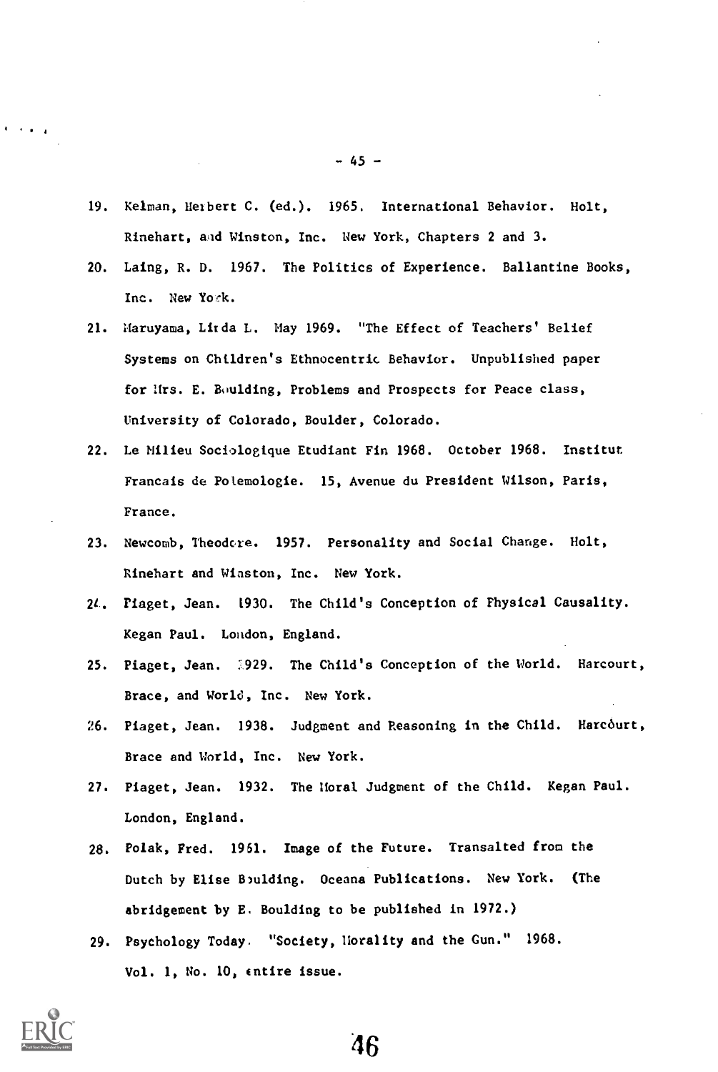19. Kelman, Herbert C. (ed.). 1965. International Behavior. Holt, Rinehart, and Winston, Inc. New York, Chapters 2 and 3.

20. Laing, R. D. 1967. The Politics of Experience. Ballantine Books, Inc. New York.

21. Maruyama, Linda L. May 1969. "The Effect of Teachers' Belief Systems on Children's Ethnocentric Behavior. Unpublished paper for Mrs. E. Boulding, Problems and Prospects for Peace class, University of Colorado, Boulder, Colorado.

22. Le Milieu Sociologique Etudiant Fin 1968. October 1968. Institut Francais de Polemologie. 15, Avenue du President Wilson, Paris, France.

23. Newcomb, Theodore. 1957. Personality and Social Change. Holt, Rinehart and Winston, Inc. New York.

24. Piaget, Jean. 1930. The Child's Conception of Physical Causality. Kegan Paul. London, England.

25. Piaget, Jean. 1929. The Child's Conception of the World. Harcourt, Brace, and World, Inc. New York.

26. Piaget, Jean. 1938. Judgment and Reasoning in the Child. Harcourt, Brace and World, Inc. New York.

27. Piaget, Jean. 1932. The Moral Judgment of the Child. Kegan Paul. London, England.

28. Polak, Fred. 1961. Image of the Future. Transalted from the Dutch by Elise Boulding. Oceana Publications. New York. (The abridgement by E. Boulding to be published in 1972.)

29. Psychology Today. "Society, Morality and the Gun." 1968. Vol. 1, No. 10, entire issue.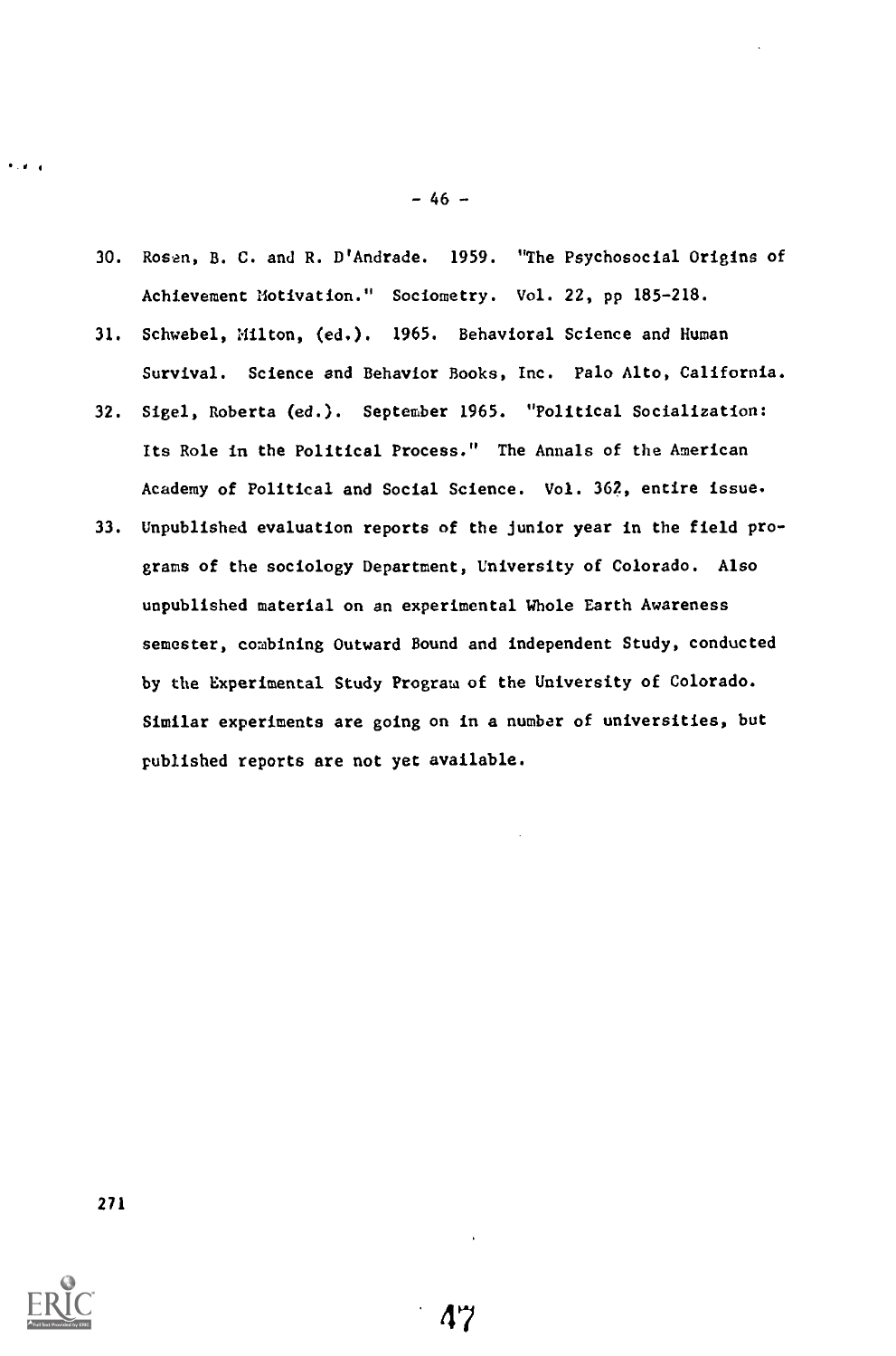30. Rosen, B. C. and R. D'Andrade. 1959. "The Psychosocial Origins of Achievement Motivation." Sociometry. Vol. 22, pp 185-218.
31. Schwebel, Milton, (ed.). 1965. Behavioral Science and Human Survival. Science and Behavior Books, Inc. Palo Alto, California.
32. Sigel, Roberta (ed.). September 1965. "Political Socialization: Its Role in the Political Process." The Annals of the American Academy of Political and Social Science. Vol. 362, entire issue.
33. Unpublished evaluation reports of the junior year in the field programs of the sociology Department, University of Colorado. Also unpublished material on an experimental Whole Earth Awareness semester, combining Outward Bound and independent Study, conducted by the Experimental Study Program of the University of Colorado. Similar experiments are going on in a number of universities, but published reports are not yet available.